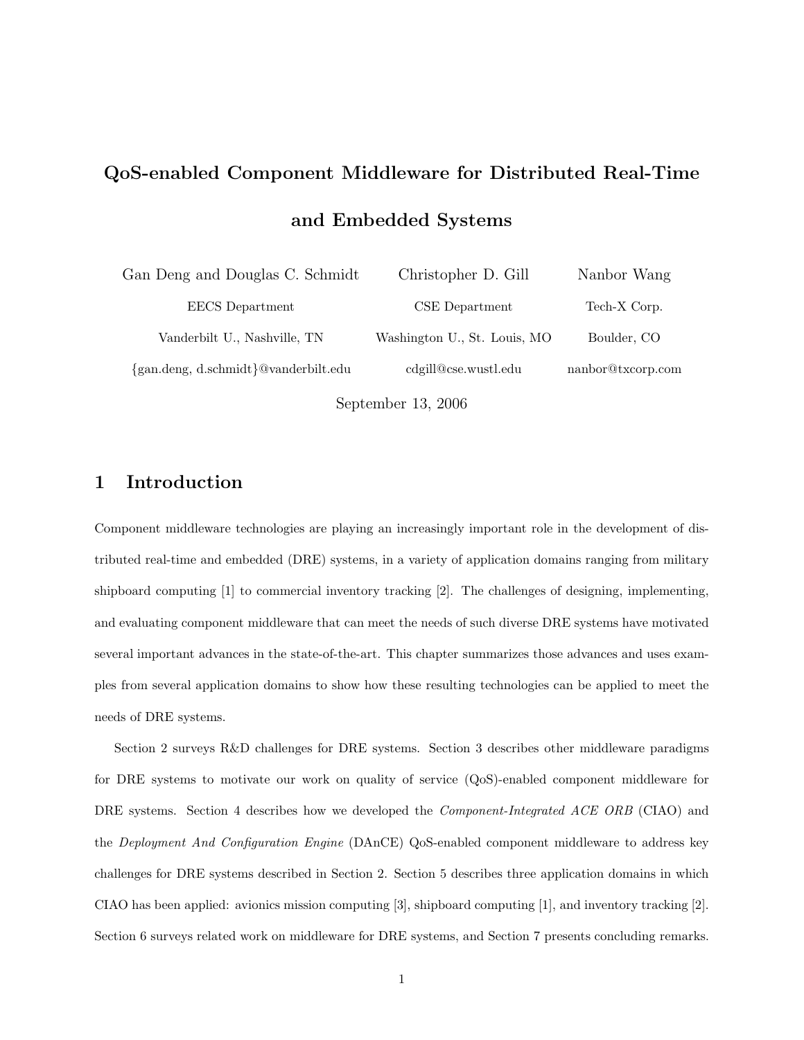# QoS-enabled Component Middleware for Distributed Real-Time and Embedded Systems

Gan Deng and Douglas C. Schmidt
EECS Department
Vanderbilt U., Nashville, TN
{gan.deng, d.schmidt}@vanderbilt.edu

Christopher D. Gill
CSE Department
Washington U., St. Louis, MO
cdgill@cse.wustl.edu

Nanbor Wang
Tech-X Corp.
Boulder, CO
nanbor@txcorp.com

September 13, 2006

## 1 Introduction

Component middleware technologies are playing an increasingly important role in the development of distributed real-time and embedded (DRE) systems, in a variety of application domains ranging from military shipboard computing [1] to commercial inventory tracking [2]. The challenges of designing, implementing, and evaluating component middleware that can meet the needs of such diverse DRE systems have motivated several important advances in the state-of-the-art. This chapter summarizes those advances and uses examples from several application domains to show how these resulting technologies can be applied to meet the needs of DRE systems.

Section 2 surveys R&D challenges for DRE systems. Section 3 describes other middleware paradigms for DRE systems to motivate our work on quality of service (QoS)-enabled component middleware for DRE systems. Section 4 describes how we developed the *Component-Integrated ACE ORB* (CIAO) and the *Deployment And Configuration Engine* (DAnCE) QoS-enabled component middleware to address key challenges for DRE systems described in Section 2. Section 5 describes three application domains in which CIAO has been applied: avionics mission computing [3], shipboard computing [1], and inventory tracking [2]. Section 6 surveys related work on middleware for DRE systems, and Section 7 presents concluding remarks.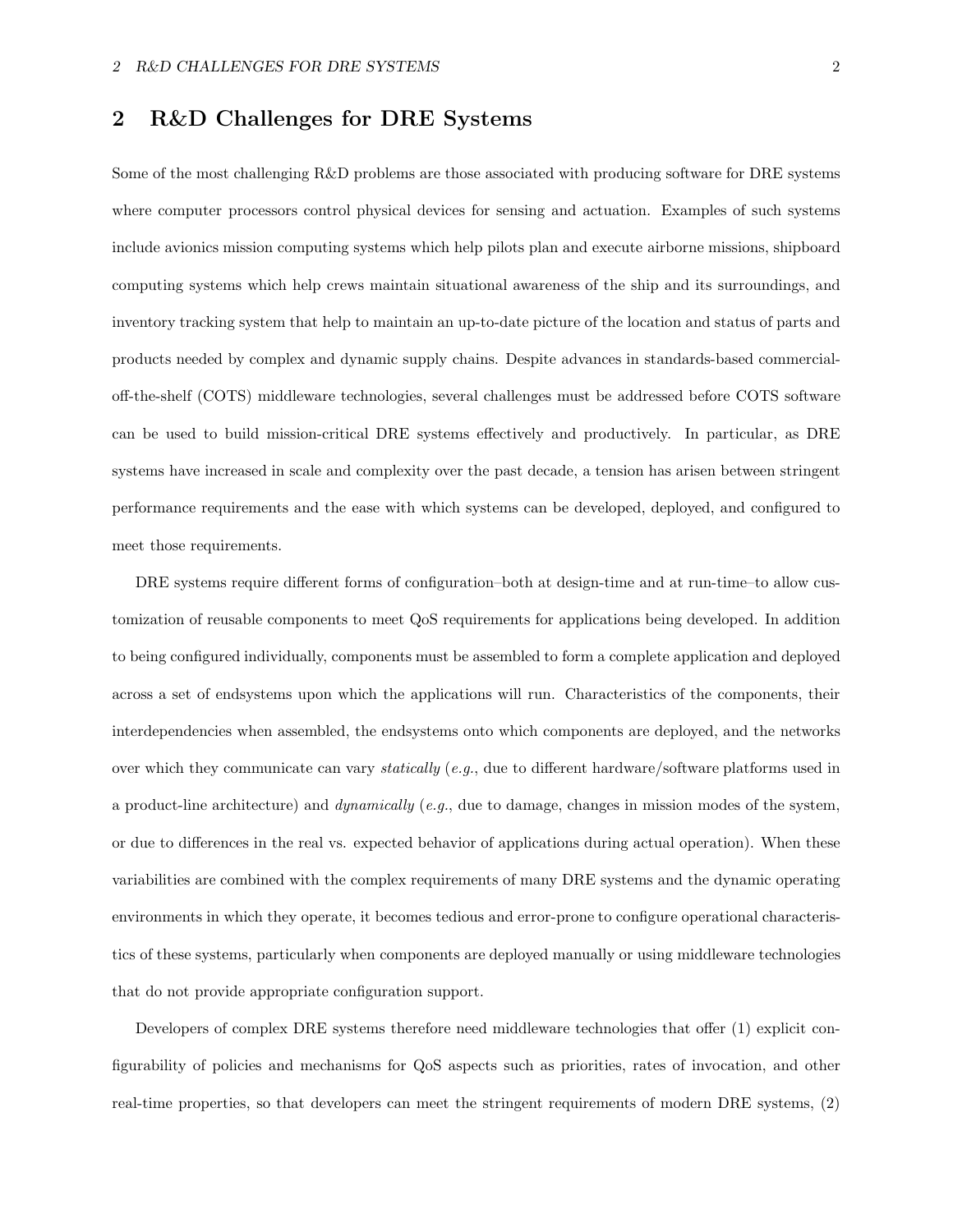## 2 R&D Challenges for DRE Systems

Some of the most challenging R&D problems are those associated with producing software for DRE systems where computer processors control physical devices for sensing and actuation. Examples of such systems include avionics mission computing systems which help pilots plan and execute airborne missions, shipboard computing systems which help crews maintain situational awareness of the ship and its surroundings, and inventory tracking system that help to maintain an up-to-date picture of the location and status of parts and products needed by complex and dynamic supply chains. Despite advances in standards-based commercial-off-the-shelf (COTS) middleware technologies, several challenges must be addressed before COTS software can be used to build mission-critical DRE systems effectively and productively. In particular, as DRE systems have increased in scale and complexity over the past decade, a tension has arisen between stringent performance requirements and the ease with which systems can be developed, deployed, and configured to meet those requirements.

DRE systems require different forms of configuration–both at design-time and at run-time–to allow customization of reusable components to meet QoS requirements for applications being developed. In addition to being configured individually, components must be assembled to form a complete application and deployed across a set of endsystems upon which the applications will run. Characteristics of the components, their interdependencies when assembled, the endsystems onto which components are deployed, and the networks over which they communicate can vary *statically* (*e.g.*, due to different hardware/software platforms used in a product-line architecture) and *dynamically* (*e.g.*, due to damage, changes in mission modes of the system, or due to differences in the real vs. expected behavior of applications during actual operation). When these variabilities are combined with the complex requirements of many DRE systems and the dynamic operating environments in which they operate, it becomes tedious and error-prone to configure operational characteristics of these systems, particularly when components are deployed manually or using middleware technologies that do not provide appropriate configuration support.

Developers of complex DRE systems therefore need middleware technologies that offer (1) explicit configurability of policies and mechanisms for QoS aspects such as priorities, rates of invocation, and other real-time properties, so that developers can meet the stringent requirements of modern DRE systems, (2)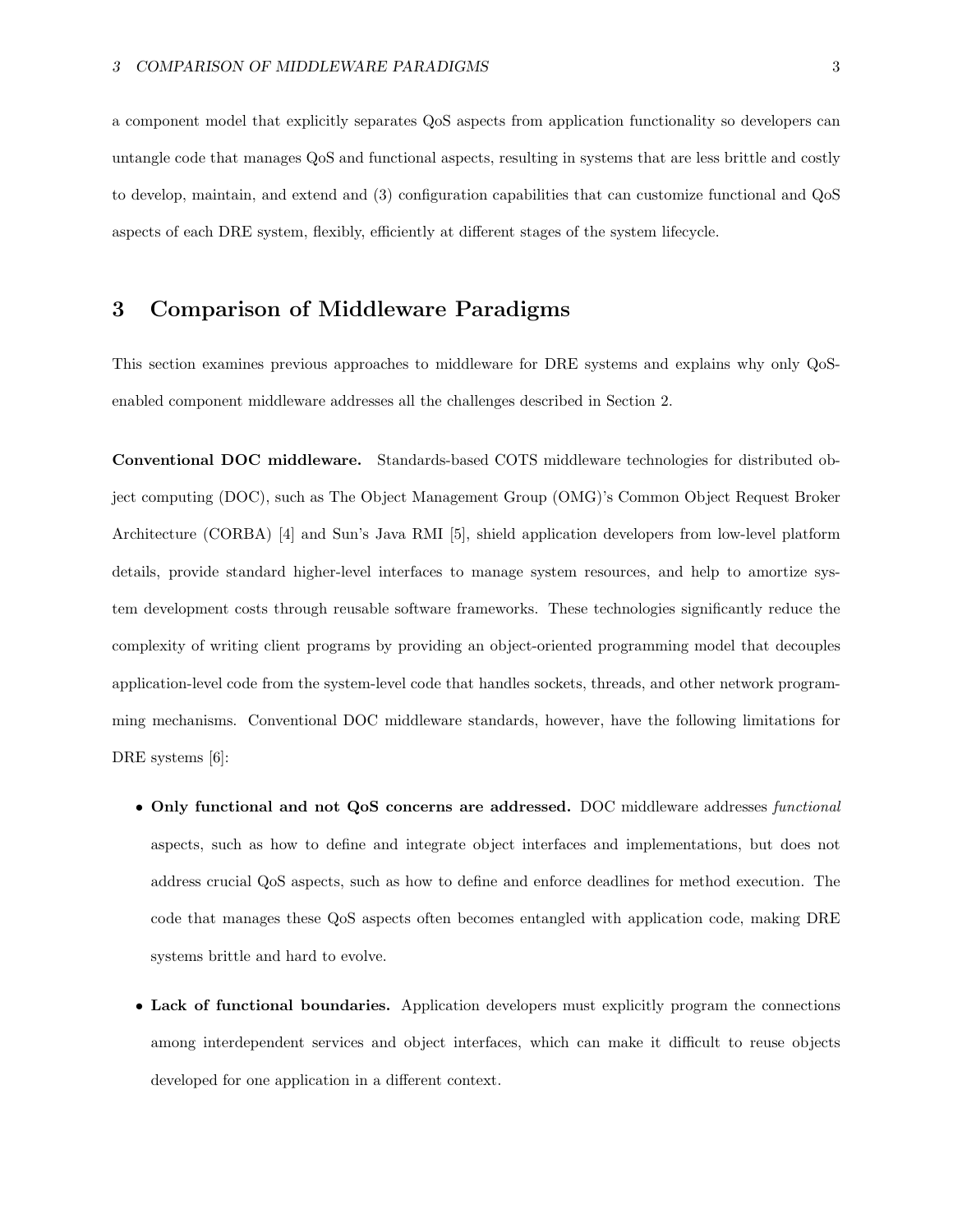a component model that explicitly separates QoS aspects from application functionality so developers can untangle code that manages QoS and functional aspects, resulting in systems that are less brittle and costly to develop, maintain, and extend and (3) configuration capabilities that can customize functional and QoS aspects of each DRE system, flexibly, efficiently at different stages of the system lifecycle.

## 3 Comparison of Middleware Paradigms

This section examines previous approaches to middleware for DRE systems and explains why only QoS-enabled component middleware addresses all the challenges described in Section 2.

**Conventional DOC middleware.** Standards-based COTS middleware technologies for distributed object computing (DOC), such as The Object Management Group (OMG)'s Common Object Request Broker Architecture (CORBA) [4] and Sun's Java RMI [5], shield application developers from low-level platform details, provide standard higher-level interfaces to manage system resources, and help to amortize system development costs through reusable software frameworks. These technologies significantly reduce the complexity of writing client programs by providing an object-oriented programming model that decouples application-level code from the system-level code that handles sockets, threads, and other network programming mechanisms. Conventional DOC middleware standards, however, have the following limitations for DRE systems [6]:

- **Only functional and not QoS concerns are addressed.** DOC middleware addresses *functional* aspects, such as how to define and integrate object interfaces and implementations, but does not address crucial QoS aspects, such as how to define and enforce deadlines for method execution. The code that manages these QoS aspects often becomes entangled with application code, making DRE systems brittle and hard to evolve.
- **Lack of functional boundaries.** Application developers must explicitly program the connections among interdependent services and object interfaces, which can make it difficult to reuse objects developed for one application in a different context.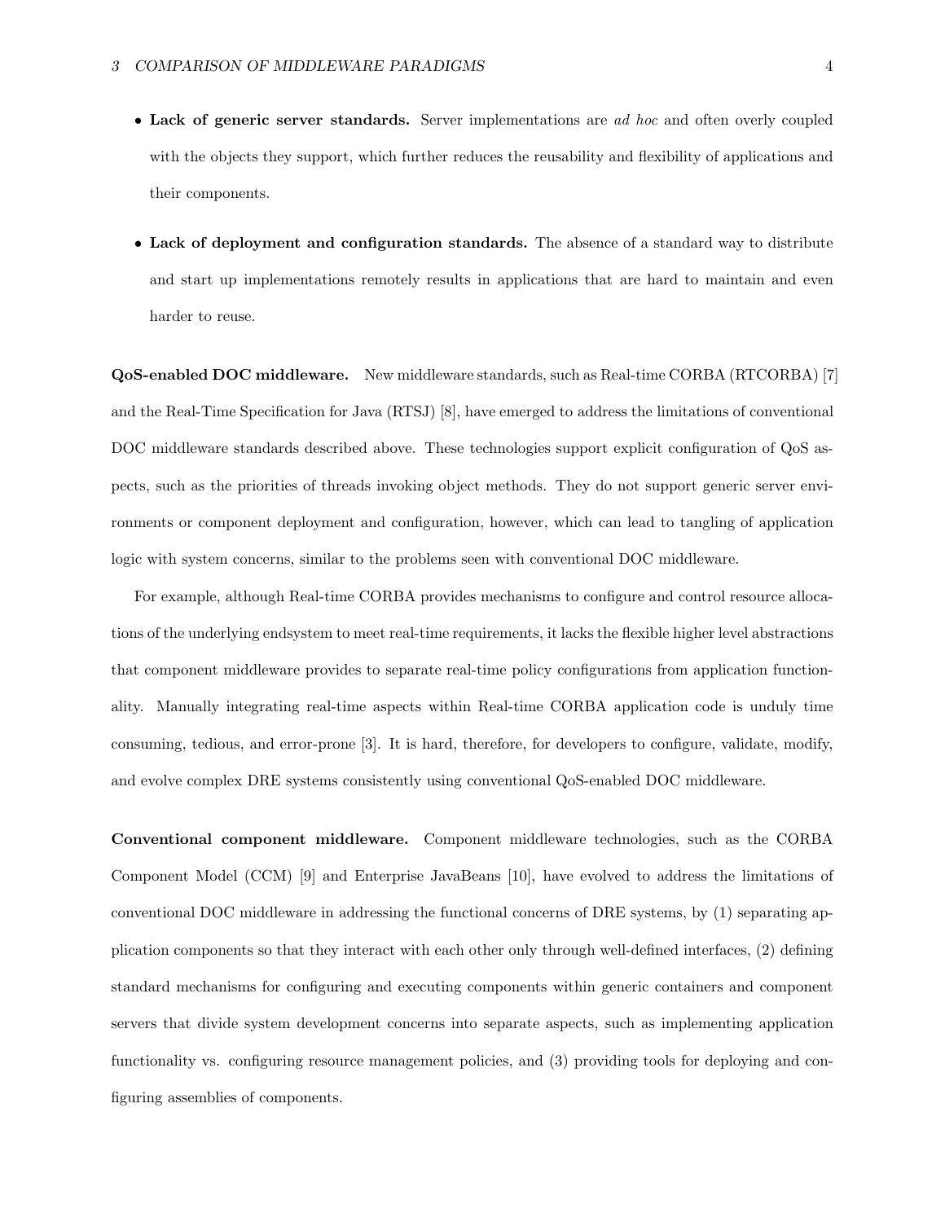- **Lack of generic server standards.** Server implementations are *ad hoc* and often overly coupled with the objects they support, which further reduces the reusability and flexibility of applications and their components.

- **Lack of deployment and configuration standards.** The absence of a standard way to distribute and start up implementations remotely results in applications that are hard to maintain and even harder to reuse.

**QoS-enabled DOC middleware.** New middleware standards, such as Real-time CORBA (RTCORBA) [7] and the Real-Time Specification for Java (RTSJ) [8], have emerged to address the limitations of conventional DOC middleware standards described above. These technologies support explicit configuration of QoS aspects, such as the priorities of threads invoking object methods. They do not support generic server environments or component deployment and configuration, however, which can lead to tangling of application logic with system concerns, similar to the problems seen with conventional DOC middleware.

For example, although Real-time CORBA provides mechanisms to configure and control resource allocations of the underlying endsystem to meet real-time requirements, it lacks the flexible higher level abstractions that component middleware provides to separate real-time policy configurations from application functionality. Manually integrating real-time aspects within Real-time CORBA application code is unduly time consuming, tedious, and error-prone [3]. It is hard, therefore, for developers to configure, validate, modify, and evolve complex DRE systems consistently using conventional QoS-enabled DOC middleware.

**Conventional component middleware.** Component middleware technologies, such as the CORBA Component Model (CCM) [9] and Enterprise JavaBeans [10], have evolved to address the limitations of conventional DOC middleware in addressing the functional concerns of DRE systems, by (1) separating application components so that they interact with each other only through well-defined interfaces, (2) defining standard mechanisms for configuring and executing components within generic containers and component servers that divide system development concerns into separate aspects, such as implementing application functionality vs. configuring resource management policies, and (3) providing tools for deploying and configuring assemblies of components.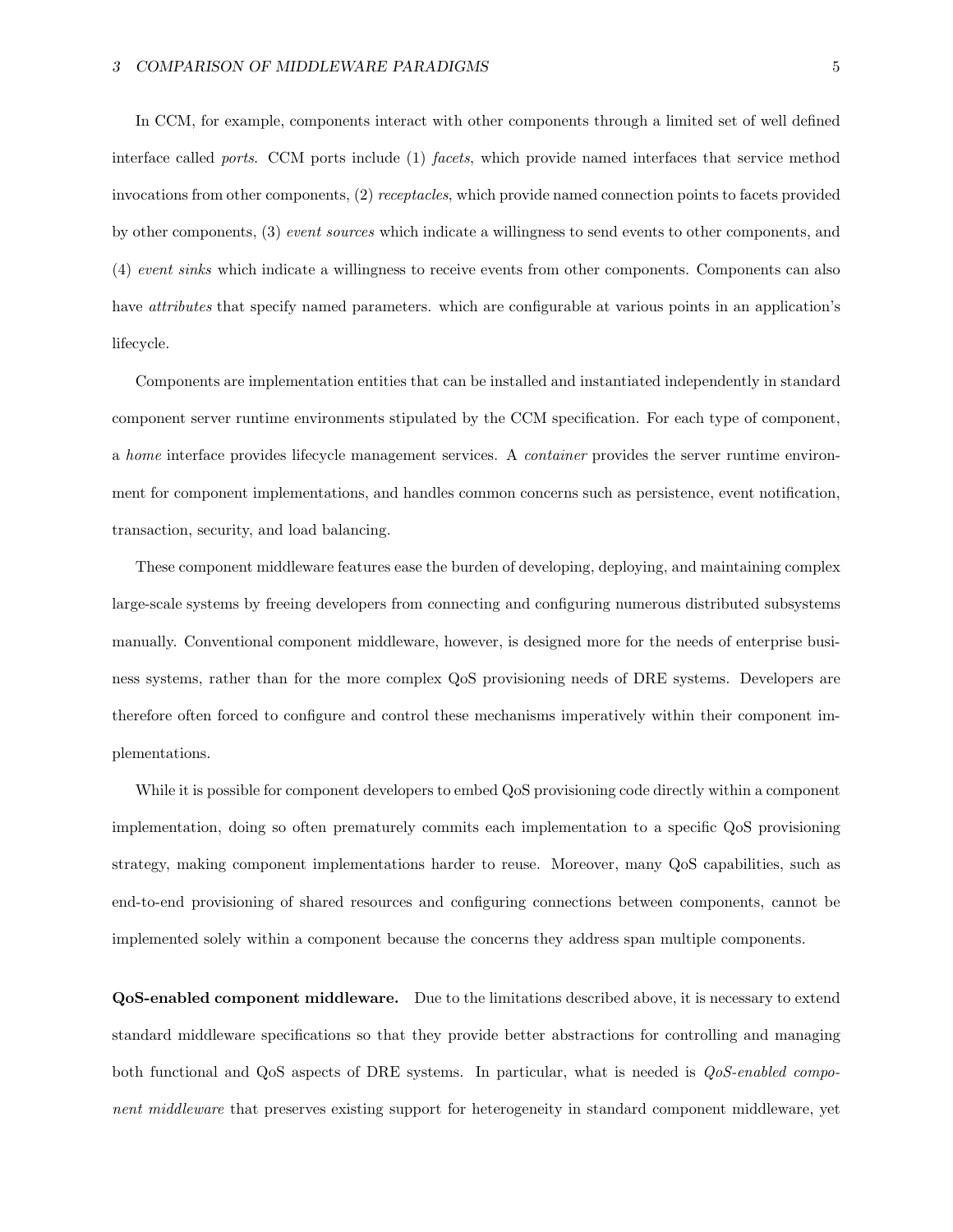In CCM, for example, components interact with other components through a limited set of well defined interface called *ports*. CCM ports include (1) *facets*, which provide named interfaces that service method invocations from other components, (2) *receptacles*, which provide named connection points to facets provided by other components, (3) *event sources* which indicate a willingness to send events to other components, and (4) *event sinks* which indicate a willingness to receive events from other components. Components can also have *attributes* that specify named parameters. which are configurable at various points in an application's lifecycle.

Components are implementation entities that can be installed and instantiated independently in standard component server runtime environments stipulated by the CCM specification. For each type of component, a *home* interface provides lifecycle management services. A *container* provides the server runtime environment for component implementations, and handles common concerns such as persistence, event notification, transaction, security, and load balancing.

These component middleware features ease the burden of developing, deploying, and maintaining complex large-scale systems by freeing developers from connecting and configuring numerous distributed subsystems manually. Conventional component middleware, however, is designed more for the needs of enterprise business systems, rather than for the more complex QoS provisioning needs of DRE systems. Developers are therefore often forced to configure and control these mechanisms imperatively within their component implementations.

While it is possible for component developers to embed QoS provisioning code directly within a component implementation, doing so often prematurely commits each implementation to a specific QoS provisioning strategy, making component implementations harder to reuse. Moreover, many QoS capabilities, such as end-to-end provisioning of shared resources and configuring connections between components, cannot be implemented solely within a component because the concerns they address span multiple components.

**QoS-enabled component middleware.** Due to the limitations described above, it is necessary to extend standard middleware specifications so that they provide better abstractions for controlling and managing both functional and QoS aspects of DRE systems. In particular, what is needed is *QoS-enabled component middleware* that preserves existing support for heterogeneity in standard component middleware, yet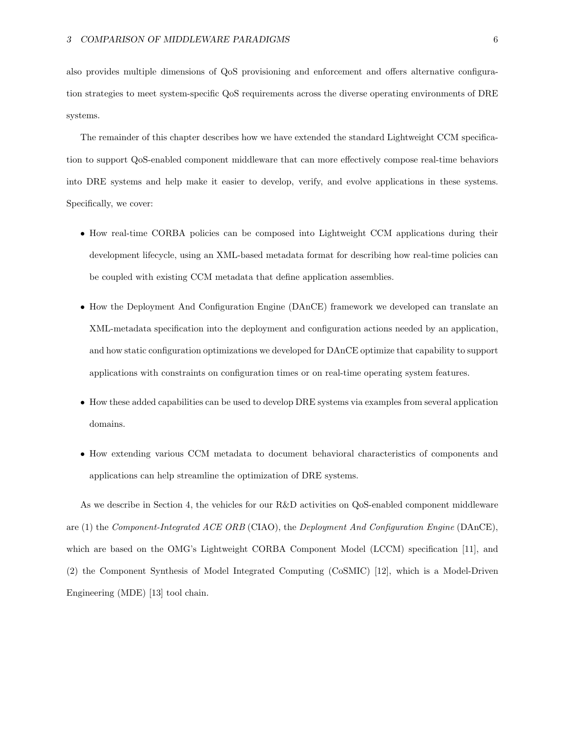also provides multiple dimensions of QoS provisioning and enforcement and offers alternative configuration strategies to meet system-specific QoS requirements across the diverse operating environments of DRE systems.

The remainder of this chapter describes how we have extended the standard Lightweight CCM specification to support QoS-enabled component middleware that can more effectively compose real-time behaviors into DRE systems and help make it easier to develop, verify, and evolve applications in these systems. Specifically, we cover:

- How real-time CORBA policies can be composed into Lightweight CCM applications during their development lifecycle, using an XML-based metadata format for describing how real-time policies can be coupled with existing CCM metadata that define application assemblies.
- How the Deployment And Configuration Engine (DAnCE) framework we developed can translate an XML-metadata specification into the deployment and configuration actions needed by an application, and how static configuration optimizations we developed for DAnCE optimize that capability to support applications with constraints on configuration times or on real-time operating system features.
- How these added capabilities can be used to develop DRE systems via examples from several application domains.
- How extending various CCM metadata to document behavioral characteristics of components and applications can help streamline the optimization of DRE systems.

As we describe in Section 4, the vehicles for our R&D activities on QoS-enabled component middleware are (1) the *Component-Integrated ACE ORB* (CIAO), the *Deployment And Configuration Engine* (DAnCE), which are based on the OMG's Lightweight CORBA Component Model (LCCM) specification [11], and (2) the Component Synthesis of Model Integrated Computing (CoSMIC) [12], which is a Model-Driven Engineering (MDE) [13] tool chain.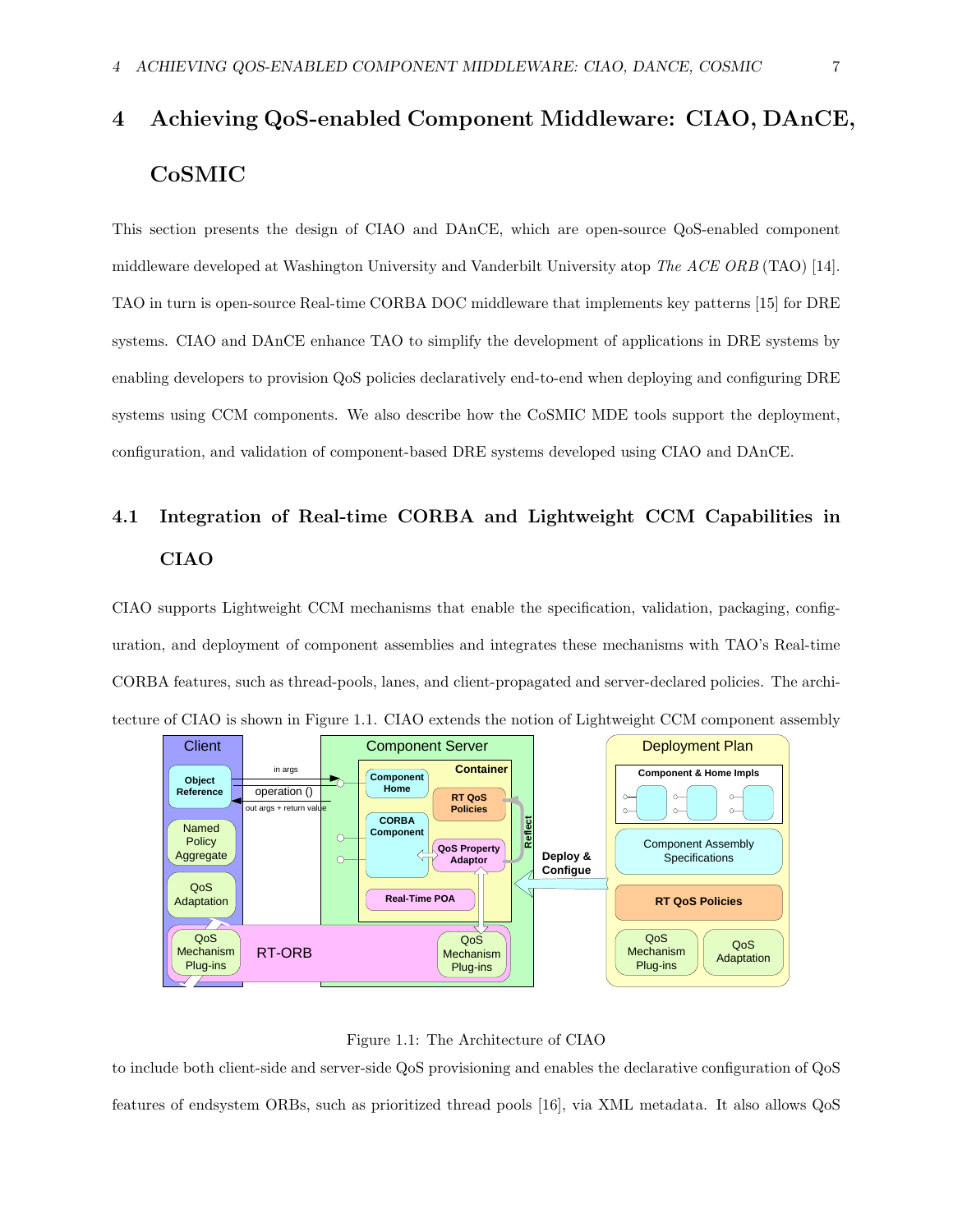# 4 Achieving QoS-enabled Component Middleware: CIAO, DAnCE, CoSMIC

This section presents the design of CIAO and DAnCE, which are open-source QoS-enabled component middleware developed at Washington University and Vanderbilt University atop *The ACE ORB* (TAO) [14]. TAO in turn is open-source Real-time CORBA DOC middleware that implements key patterns [15] for DRE systems. CIAO and DAnCE enhance TAO to simplify the development of applications in DRE systems by enabling developers to provision QoS policies declaratively end-to-end when deploying and configuring DRE systems using CCM components. We also describe how the CoSMIC MDE tools support the deployment, configuration, and validation of component-based DRE systems developed using CIAO and DAnCE.

## 4.1 Integration of Real-time CORBA and Lightweight CCM Capabilities in CIAO

CIAO supports Lightweight CCM mechanisms that enable the specification, validation, packaging, configuration, and deployment of component assemblies and integrates these mechanisms with TAO's Real-time CORBA features, such as thread-pools, lanes, and client-propagated and server-declared policies. The architecture of CIAO is shown in Figure 1.1. CIAO extends the notion of Lightweight CCM component assembly

Figure 1.1: The Architecture of CIAO

to include both client-side and server-side QoS provisioning and enables the declarative configuration of QoS features of endsystem ORBs, such as prioritized thread pools [16], via XML metadata. It also allows QoS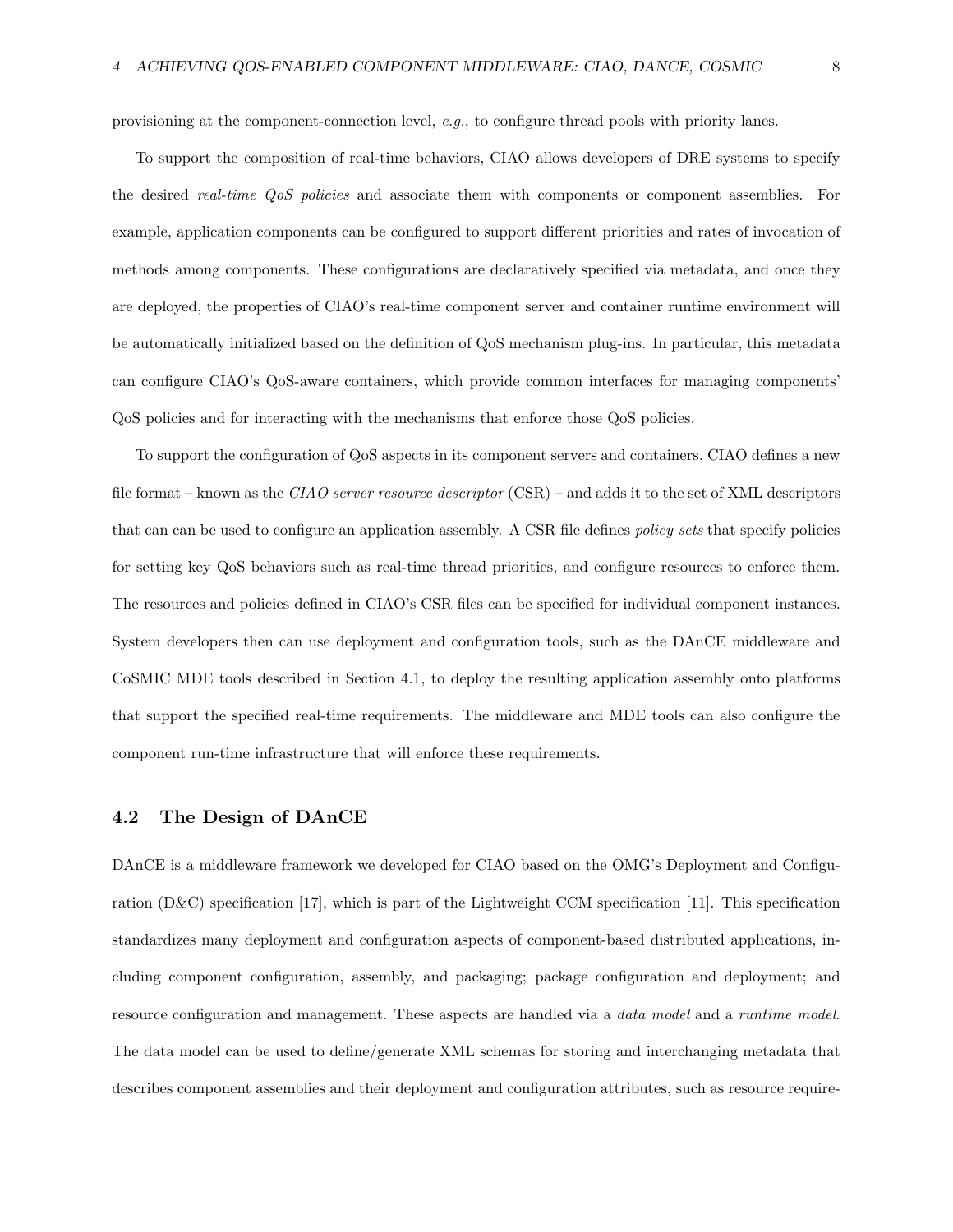provisioning at the component-connection level, *e.g.*, to configure thread pools with priority lanes.

To support the composition of real-time behaviors, CIAO allows developers of DRE systems to specify the desired *real-time QoS policies* and associate them with components or component assemblies. For example, application components can be configured to support different priorities and rates of invocation of methods among components. These configurations are declaratively specified via metadata, and once they are deployed, the properties of CIAO's real-time component server and container runtime environment will be automatically initialized based on the definition of QoS mechanism plug-ins. In particular, this metadata can configure CIAO's QoS-aware containers, which provide common interfaces for managing components' QoS policies and for interacting with the mechanisms that enforce those QoS policies.

To support the configuration of QoS aspects in its component servers and containers, CIAO defines a new file format – known as the *CIAO server resource descriptor* (CSR) – and adds it to the set of XML descriptors that can can be used to configure an application assembly. A CSR file defines *policy sets* that specify policies for setting key QoS behaviors such as real-time thread priorities, and configure resources to enforce them. The resources and policies defined in CIAO's CSR files can be specified for individual component instances. System developers then can use deployment and configuration tools, such as the DAnCE middleware and CoSMIC MDE tools described in Section 4.1, to deploy the resulting application assembly onto platforms that support the specified real-time requirements. The middleware and MDE tools can also configure the component run-time infrastructure that will enforce these requirements.

## 4.2 The Design of DAnCE

DAnCE is a middleware framework we developed for CIAO based on the OMG's Deployment and Configuration (D&C) specification [17], which is part of the Lightweight CCM specification [11]. This specification standardizes many deployment and configuration aspects of component-based distributed applications, including component configuration, assembly, and packaging; package configuration and deployment; and resource configuration and management. These aspects are handled via a *data model* and a *runtime model*. The data model can be used to define/generate XML schemas for storing and interchanging metadata that describes component assemblies and their deployment and configuration attributes, such as resource require-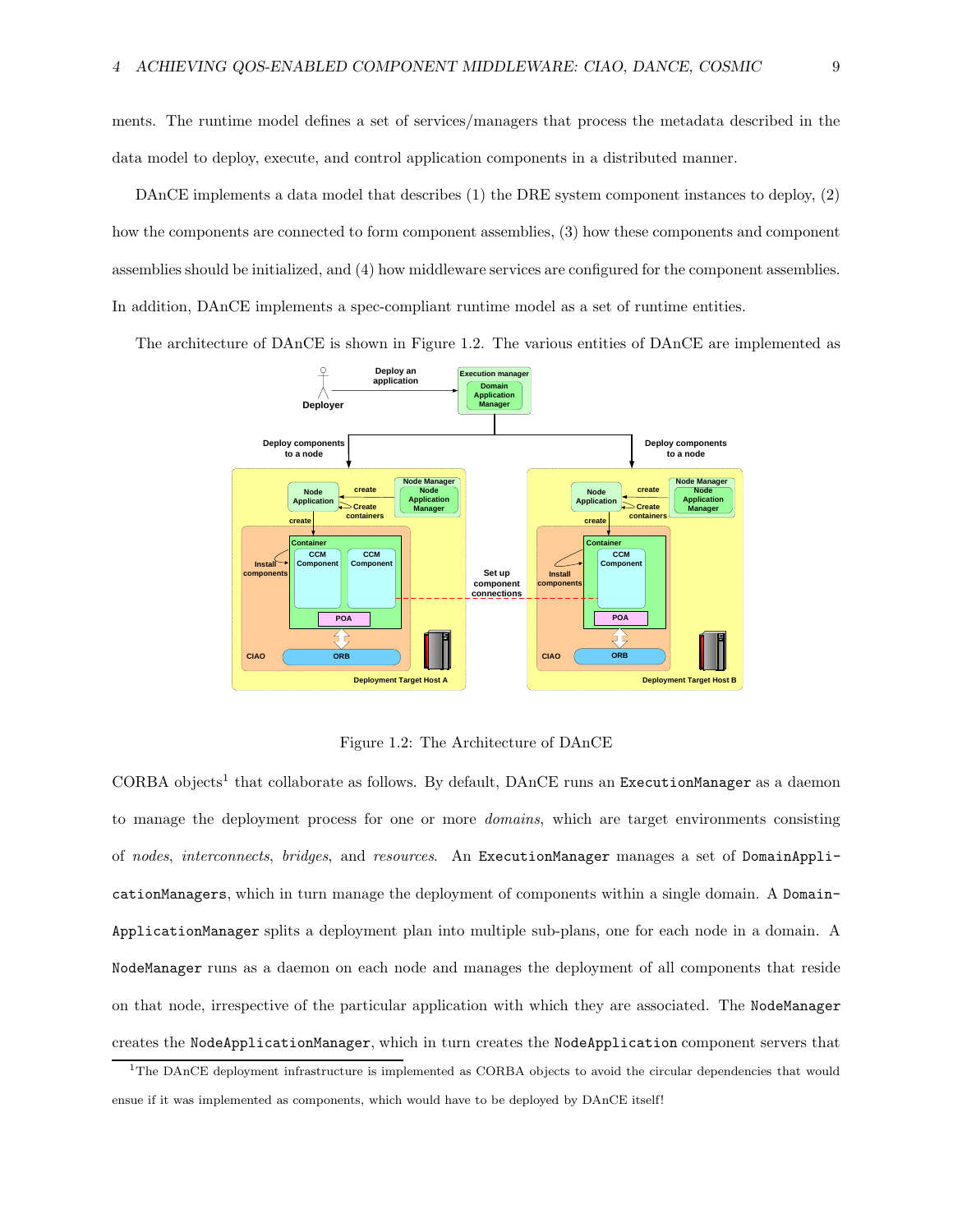ments. The runtime model defines a set of services/managers that process the metadata described in the data model to deploy, execute, and control application components in a distributed manner.

DAnCE implements a data model that describes (1) the DRE system component instances to deploy, (2) how the components are connected to form component assemblies, (3) how these components and component assemblies should be initialized, and (4) how middleware services are configured for the component assemblies. In addition, DAnCE implements a spec-compliant runtime model as a set of runtime entities.

The architecture of DAnCE is shown in Figure 1.2. The various entities of DAnCE are implemented as

Figure 1.2: The Architecture of DAnCE

CORBA objects[1] that collaborate as follows. By default, DAnCE runs an `ExecutionManager` as a daemon to manage the deployment process for one or more *domains*, which are target environments consisting of *nodes*, *interconnects*, *bridges*, and *resources*. An `ExecutionManager` manages a set of `DomainApplicationManagers`, which in turn manage the deployment of components within a single domain. A `DomainApplicationManager` splits a deployment plan into multiple sub-plans, one for each node in a domain. A `NodeManager` runs as a daemon on each node and manages the deployment of all components that reside on that node, irrespective of the particular application with which they are associated. The `NodeManager` creates the `NodeApplicationManager`, which in turn creates the `NodeApplication` component servers that

[1] The DAnCE deployment infrastructure is implemented as CORBA objects to avoid the circular dependencies that would ensue if it was implemented as components, which would have to be deployed by DAnCE itself!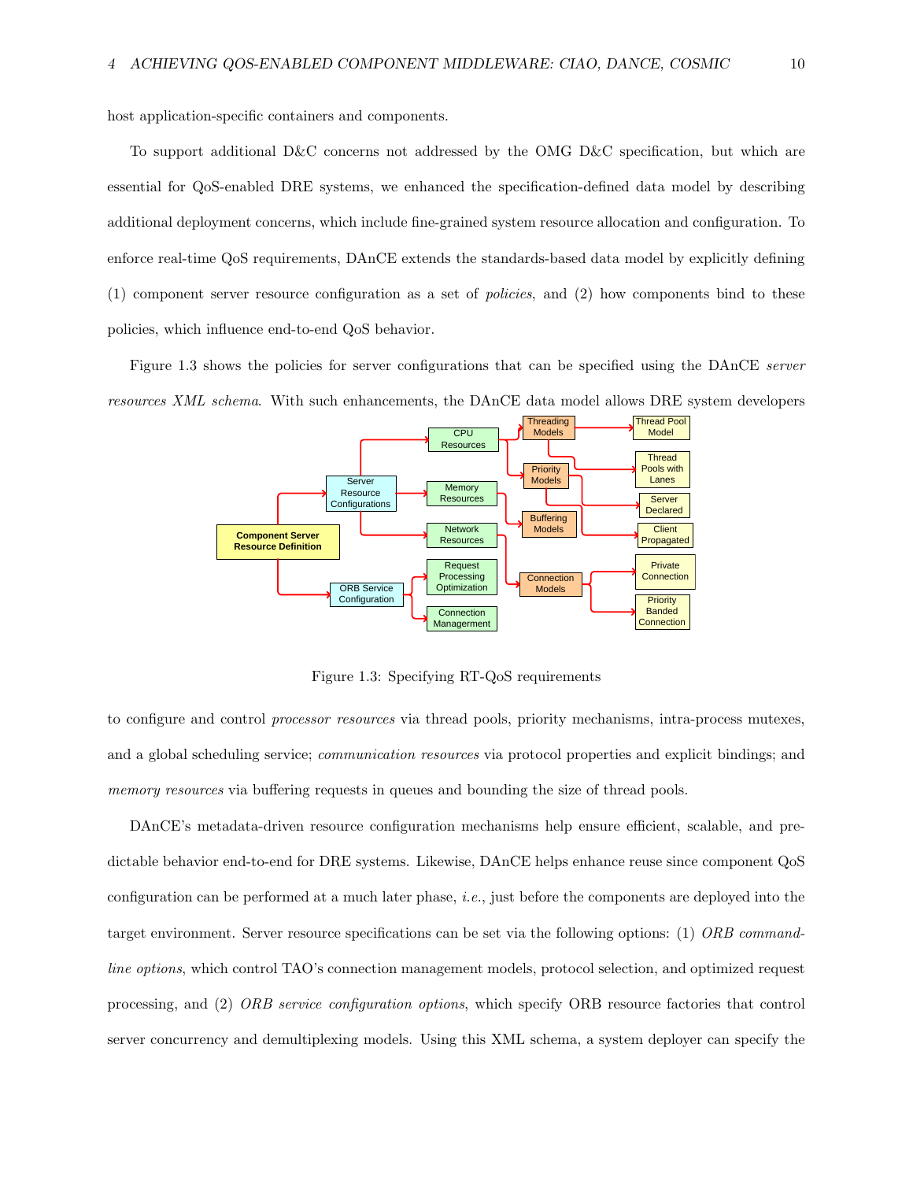host application-specific containers and components.

To support additional D&C concerns not addressed by the OMG D&C specification, but which are essential for QoS-enabled DRE systems, we enhanced the specification-defined data model by describing additional deployment concerns, which include fine-grained system resource allocation and configuration. To enforce real-time QoS requirements, DAnCE extends the standards-based data model by explicitly defining (1) component server resource configuration as a set of *policies*, and (2) how components bind to these policies, which influence end-to-end QoS behavior.

Figure 1.3 shows the policies for server configurations that can be specified using the DAnCE *server resources XML schema*. With such enhancements, the DAnCE data model allows DRE system developers

Figure 1.3: Specifying RT-QoS requirements

to configure and control *processor resources* via thread pools, priority mechanisms, intra-process mutexes, and a global scheduling service; *communication resources* via protocol properties and explicit bindings; and *memory resources* via buffering requests in queues and bounding the size of thread pools.

DAnCE's metadata-driven resource configuration mechanisms help ensure efficient, scalable, and predictable behavior end-to-end for DRE systems. Likewise, DAnCE helps enhance reuse since component QoS configuration can be performed at a much later phase, *i.e.*, just before the components are deployed into the target environment. Server resource specifications can be set via the following options: (1) *ORB command-line options*, which control TAO's connection management models, protocol selection, and optimized request processing, and (2) *ORB service configuration options*, which specify ORB resource factories that control server concurrency and demultiplexing models. Using this XML schema, a system deployer can specify the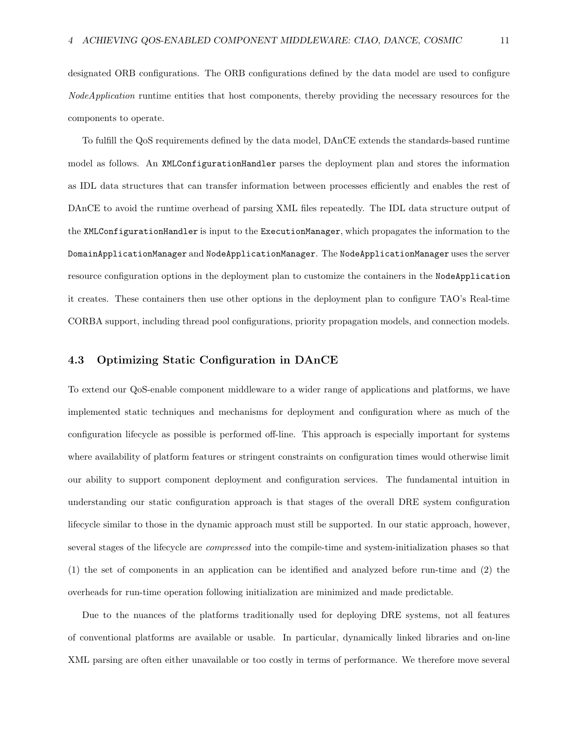designated ORB configurations. The ORB configurations defined by the data model are used to configure *NodeApplication* runtime entities that host components, thereby providing the necessary resources for the components to operate.

To fulfill the QoS requirements defined by the data model, DAnCE extends the standards-based runtime model as follows. An `XMLConfigurationHandler` parses the deployment plan and stores the information as IDL data structures that can transfer information between processes efficiently and enables the rest of DAnCE to avoid the runtime overhead of parsing XML files repeatedly. The IDL data structure output of the `XMLConfigurationHandler` is input to the `ExecutionManager`, which propagates the information to the `DomainApplicationManager` and `NodeApplicationManager`. The `NodeApplicationManager` uses the server resource configuration options in the deployment plan to customize the containers in the `NodeApplication` it creates. These containers then use other options in the deployment plan to configure TAO's Real-time CORBA support, including thread pool configurations, priority propagation models, and connection models.

### 4.3 Optimizing Static Configuration in DAnCE

To extend our QoS-enable component middleware to a wider range of applications and platforms, we have implemented static techniques and mechanisms for deployment and configuration where as much of the configuration lifecycle as possible is performed off-line. This approach is especially important for systems where availability of platform features or stringent constraints on configuration times would otherwise limit our ability to support component deployment and configuration services. The fundamental intuition in understanding our static configuration approach is that stages of the overall DRE system configuration lifecycle similar to those in the dynamic approach must still be supported. In our static approach, however, several stages of the lifecycle are *compressed* into the compile-time and system-initialization phases so that (1) the set of components in an application can be identified and analyzed before run-time and (2) the overheads for run-time operation following initialization are minimized and made predictable.

Due to the nuances of the platforms traditionally used for deploying DRE systems, not all features of conventional platforms are available or usable. In particular, dynamically linked libraries and on-line XML parsing are often either unavailable or too costly in terms of performance. We therefore move several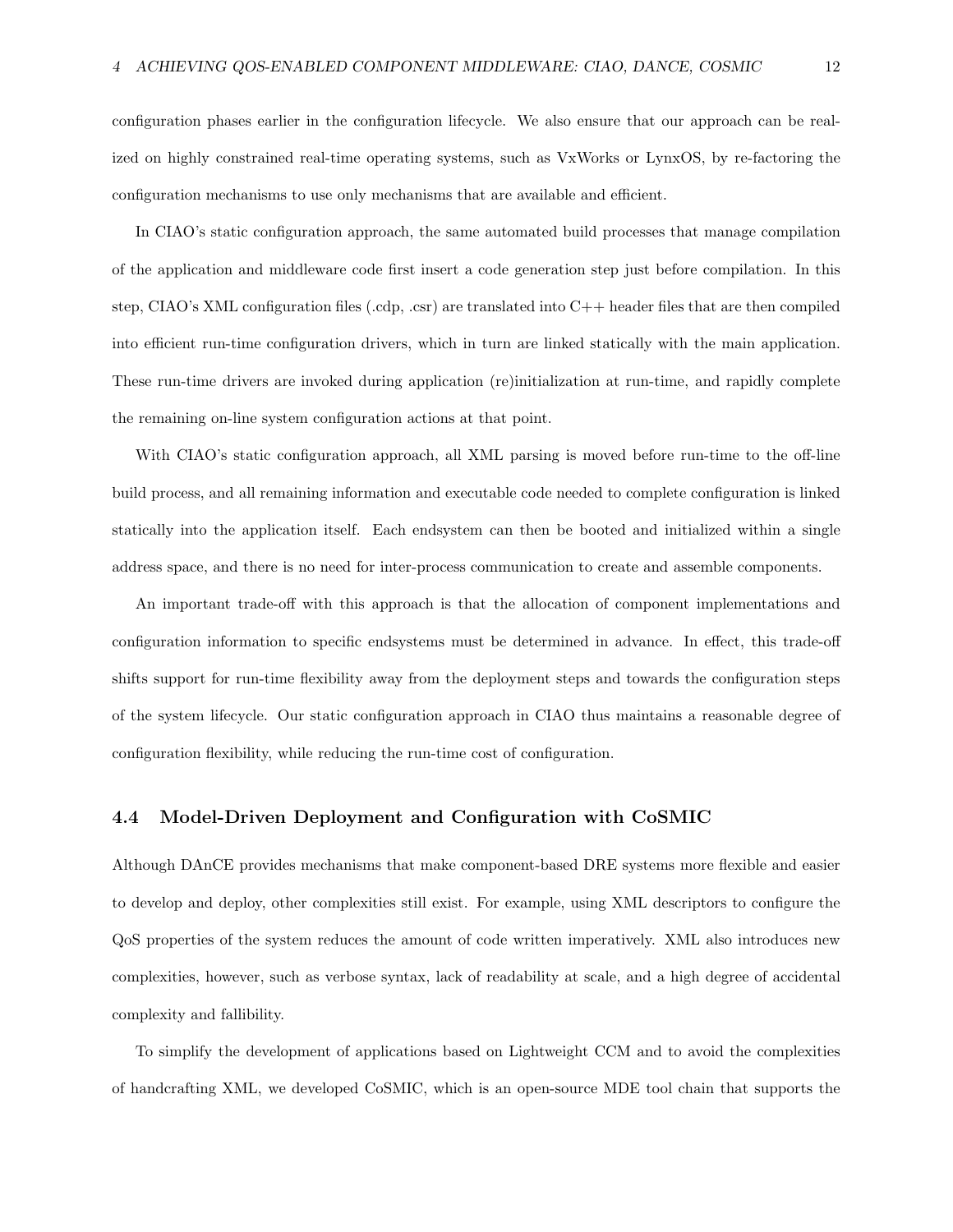configuration phases earlier in the configuration lifecycle. We also ensure that our approach can be realized on highly constrained real-time operating systems, such as VxWorks or LynxOS, by re-factoring the configuration mechanisms to use only mechanisms that are available and efficient.

In CIAO's static configuration approach, the same automated build processes that manage compilation of the application and middleware code first insert a code generation step just before compilation. In this step, CIAO's XML configuration files (.cdp, .csr) are translated into C++ header files that are then compiled into efficient run-time configuration drivers, which in turn are linked statically with the main application. These run-time drivers are invoked during application (re)initialization at run-time, and rapidly complete the remaining on-line system configuration actions at that point.

With CIAO's static configuration approach, all XML parsing is moved before run-time to the off-line build process, and all remaining information and executable code needed to complete configuration is linked statically into the application itself. Each endsystem can then be booted and initialized within a single address space, and there is no need for inter-process communication to create and assemble components.

An important trade-off with this approach is that the allocation of component implementations and configuration information to specific endsystems must be determined in advance. In effect, this trade-off shifts support for run-time flexibility away from the deployment steps and towards the configuration steps of the system lifecycle. Our static configuration approach in CIAO thus maintains a reasonable degree of configuration flexibility, while reducing the run-time cost of configuration.

## 4.4 Model-Driven Deployment and Configuration with CoSMIC

Although DAnCE provides mechanisms that make component-based DRE systems more flexible and easier to develop and deploy, other complexities still exist. For example, using XML descriptors to configure the QoS properties of the system reduces the amount of code written imperatively. XML also introduces new complexities, however, such as verbose syntax, lack of readability at scale, and a high degree of accidental complexity and fallibility.

To simplify the development of applications based on Lightweight CCM and to avoid the complexities of handcrafting XML, we developed CoSMIC, which is an open-source MDE tool chain that supports the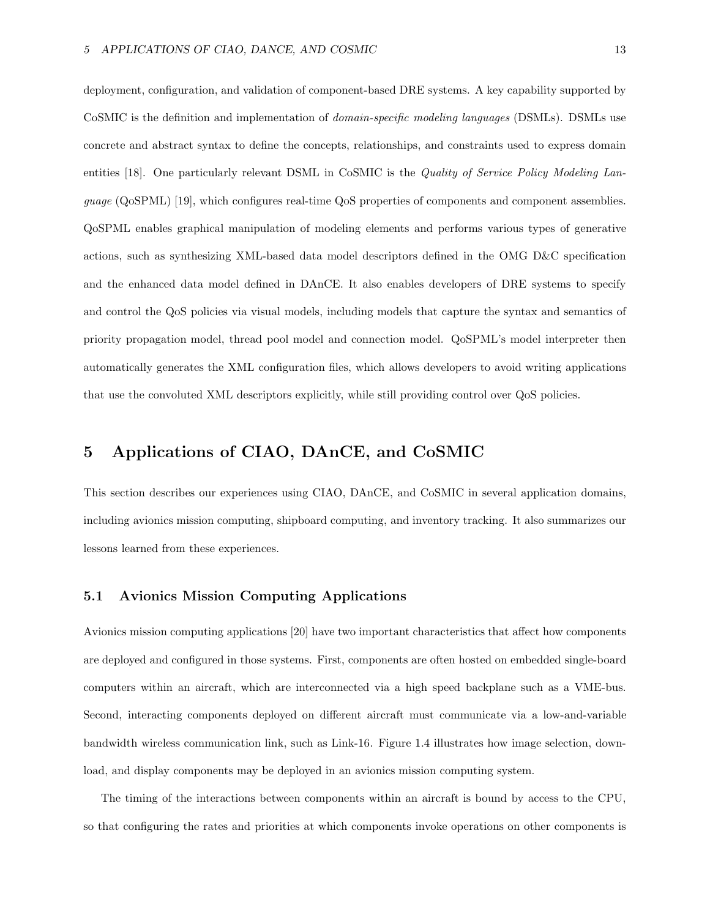deployment, configuration, and validation of component-based DRE systems. A key capability supported by CoSMIC is the definition and implementation of *domain-specific modeling languages* (DSMLs). DSMLs use concrete and abstract syntax to define the concepts, relationships, and constraints used to express domain entities [18]. One particularly relevant DSML in CoSMIC is the *Quality of Service Policy Modeling Language* (QoSPML) [19], which configures real-time QoS properties of components and component assemblies. QoSPML enables graphical manipulation of modeling elements and performs various types of generative actions, such as synthesizing XML-based data model descriptors defined in the OMG D&C specification and the enhanced data model defined in DAnCE. It also enables developers of DRE systems to specify and control the QoS policies via visual models, including models that capture the syntax and semantics of priority propagation model, thread pool model and connection model. QoSPML's model interpreter then automatically generates the XML configuration files, which allows developers to avoid writing applications that use the convoluted XML descriptors explicitly, while still providing control over QoS policies.

# 5 Applications of CIAO, DAnCE, and CoSMIC

This section describes our experiences using CIAO, DAnCE, and CoSMIC in several application domains, including avionics mission computing, shipboard computing, and inventory tracking. It also summarizes our lessons learned from these experiences.

## 5.1 Avionics Mission Computing Applications

Avionics mission computing applications [20] have two important characteristics that affect how components are deployed and configured in those systems. First, components are often hosted on embedded single-board computers within an aircraft, which are interconnected via a high speed backplane such as a VME-bus. Second, interacting components deployed on different aircraft must communicate via a low-and-variable bandwidth wireless communication link, such as Link-16. Figure 1.4 illustrates how image selection, download, and display components may be deployed in an avionics mission computing system.

The timing of the interactions between components within an aircraft is bound by access to the CPU, so that configuring the rates and priorities at which components invoke operations on other components is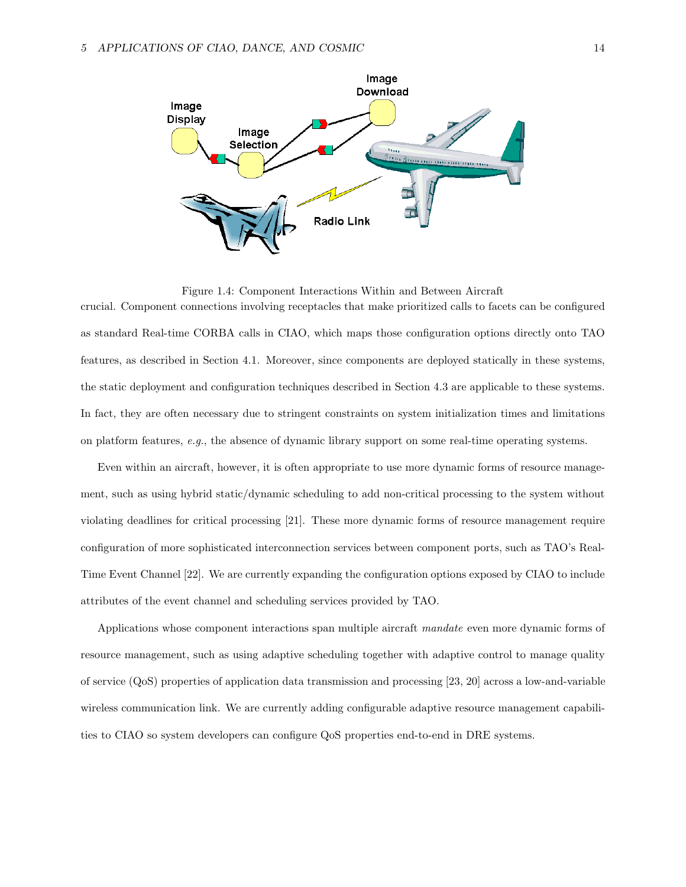Figure 1.4: Component Interactions Within and Between Aircraft

crucial. Component connections involving receptacles that make prioritized calls to facets can be configured as standard Real-time CORBA calls in CIAO, which maps those configuration options directly onto TAO features, as described in Section 4.1. Moreover, since components are deployed statically in these systems, the static deployment and configuration techniques described in Section 4.3 are applicable to these systems. In fact, they are often necessary due to stringent constraints on system initialization times and limitations on platform features, *e.g.*, the absence of dynamic library support on some real-time operating systems.

Even within an aircraft, however, it is often appropriate to use more dynamic forms of resource management, such as using hybrid static/dynamic scheduling to add non-critical processing to the system without violating deadlines for critical processing [21]. These more dynamic forms of resource management require configuration of more sophisticated interconnection services between component ports, such as TAO's Real-Time Event Channel [22]. We are currently expanding the configuration options exposed by CIAO to include attributes of the event channel and scheduling services provided by TAO.

Applications whose component interactions span multiple aircraft *mandate* even more dynamic forms of resource management, such as using adaptive scheduling together with adaptive control to manage quality of service (QoS) properties of application data transmission and processing [23, 20] across a low-and-variable wireless communication link. We are currently adding configurable adaptive resource management capabilities to CIAO so system developers can configure QoS properties end-to-end in DRE systems.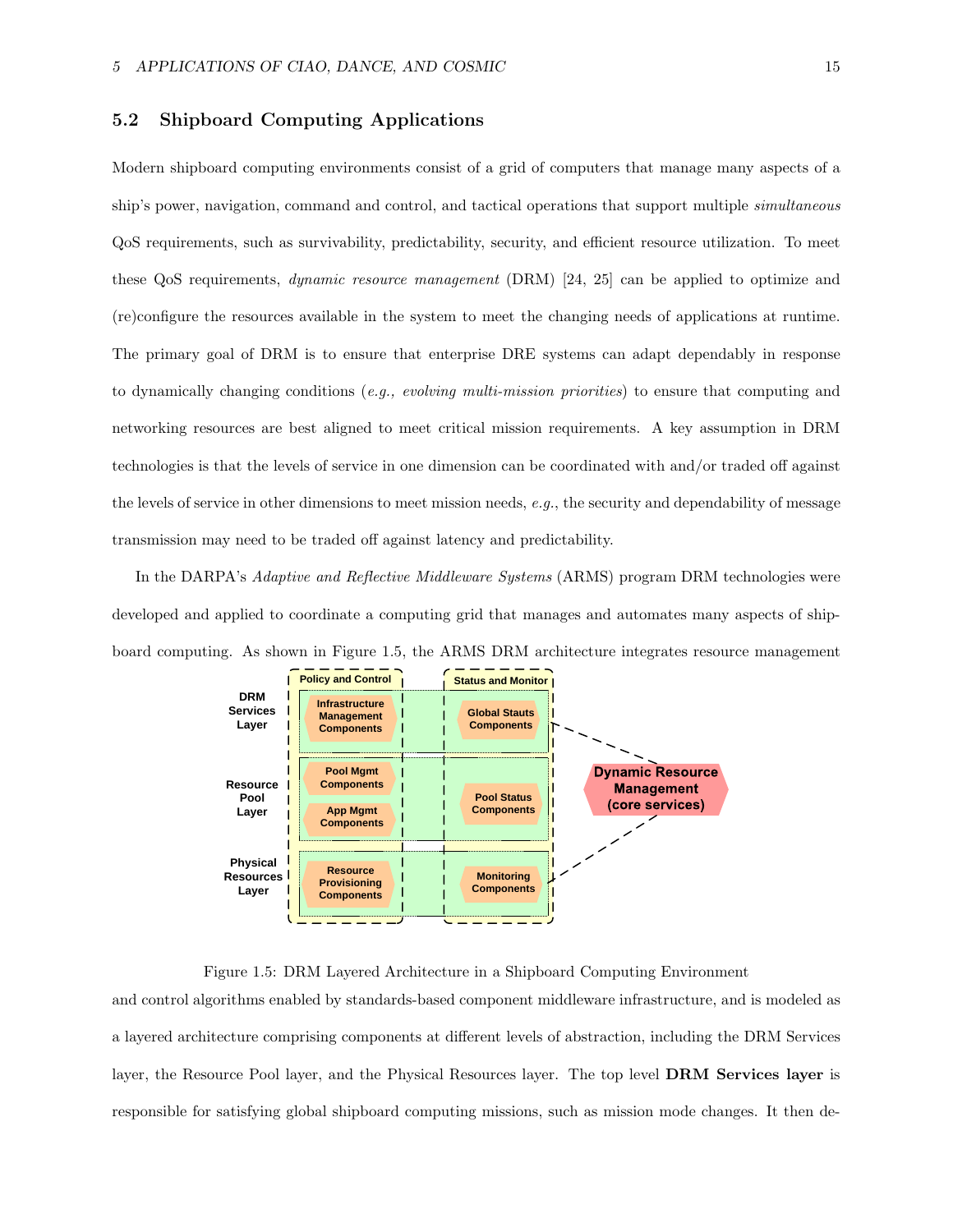## 5.2 Shipboard Computing Applications

Modern shipboard computing environments consist of a grid of computers that manage many aspects of a ship's power, navigation, command and control, and tactical operations that support multiple *simultaneous* QoS requirements, such as survivability, predictability, security, and efficient resource utilization. To meet these QoS requirements, *dynamic resource management* (DRM) [24, 25] can be applied to optimize and (re)configure the resources available in the system to meet the changing needs of applications at runtime. The primary goal of DRM is to ensure that enterprise DRE systems can adapt dependably in response to dynamically changing conditions (*e.g., evolving multi-mission priorities*) to ensure that computing and networking resources are best aligned to meet critical mission requirements. A key assumption in DRM technologies is that the levels of service in one dimension can be coordinated with and/or traded off against the levels of service in other dimensions to meet mission needs, *e.g.*, the security and dependability of message transmission may need to be traded off against latency and predictability.

In the DARPA's *Adaptive and Reflective Middleware Systems* (ARMS) program DRM technologies were developed and applied to coordinate a computing grid that manages and automates many aspects of shipboard computing. As shown in Figure 1.5, the ARMS DRM architecture integrates resource management

Figure 1.5: DRM Layered Architecture in a Shipboard Computing Environment

and control algorithms enabled by standards-based component middleware infrastructure, and is modeled as a layered architecture comprising components at different levels of abstraction, including the DRM Services layer, the Resource Pool layer, and the Physical Resources layer. The top level **DRM Services layer** is responsible for satisfying global shipboard computing missions, such as mission mode changes. It then de-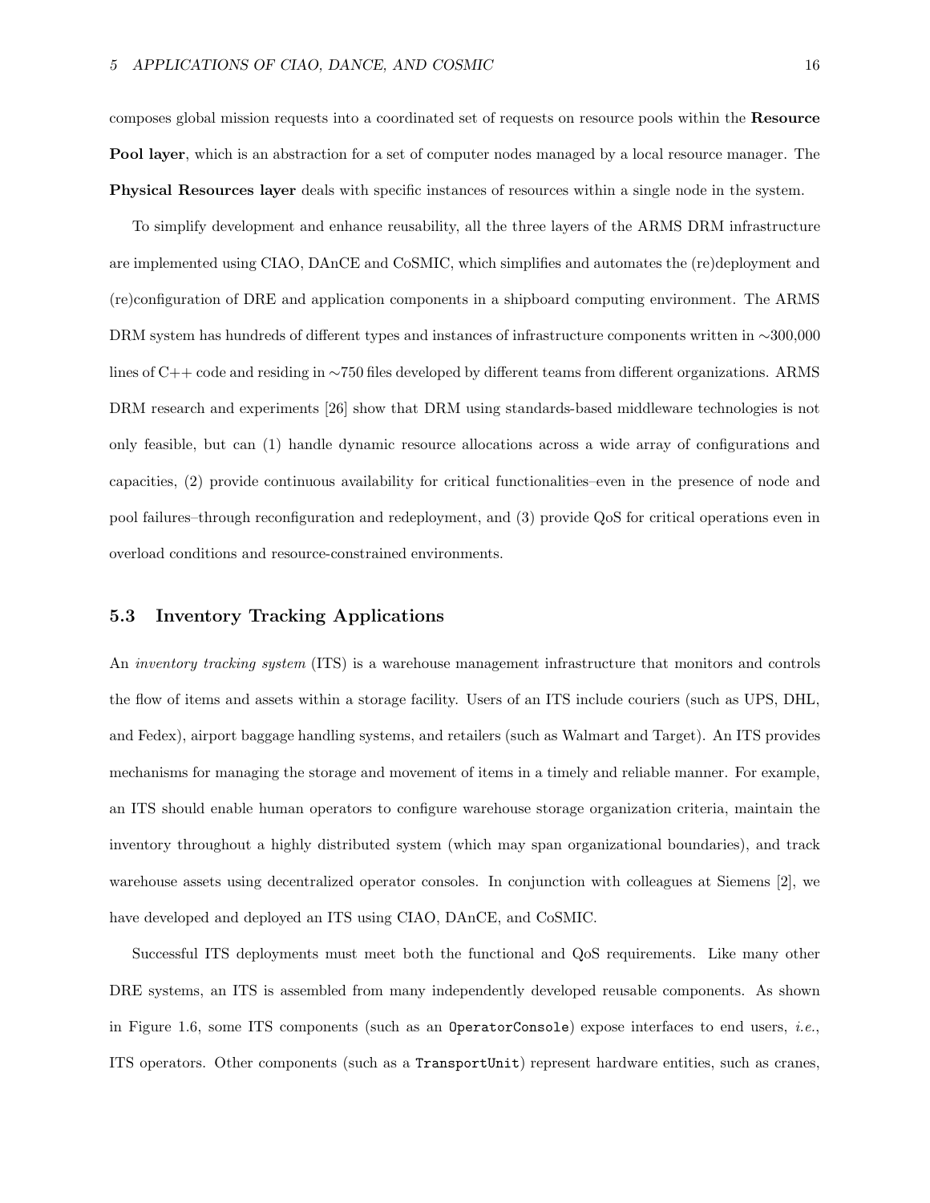composes global mission requests into a coordinated set of requests on resource pools within the **Resource Pool layer**, which is an abstraction for a set of computer nodes managed by a local resource manager. The **Physical Resources layer** deals with specific instances of resources within a single node in the system.

To simplify development and enhance reusability, all the three layers of the ARMS DRM infrastructure are implemented using CIAO, DAnCE and CoSMIC, which simplifies and automates the (re)deployment and (re)configuration of DRE and application components in a shipboard computing environment. The ARMS DRM system has hundreds of different types and instances of infrastructure components written in ∼300,000 lines of C++ code and residing in ∼750 files developed by different teams from different organizations. ARMS DRM research and experiments [26] show that DRM using standards-based middleware technologies is not only feasible, but can (1) handle dynamic resource allocations across a wide array of configurations and capacities, (2) provide continuous availability for critical functionalities–even in the presence of node and pool failures–through reconfiguration and redeployment, and (3) provide QoS for critical operations even in overload conditions and resource-constrained environments.

## 5.3 Inventory Tracking Applications

An *inventory tracking system* (ITS) is a warehouse management infrastructure that monitors and controls the flow of items and assets within a storage facility. Users of an ITS include couriers (such as UPS, DHL, and Fedex), airport baggage handling systems, and retailers (such as Walmart and Target). An ITS provides mechanisms for managing the storage and movement of items in a timely and reliable manner. For example, an ITS should enable human operators to configure warehouse storage organization criteria, maintain the inventory throughout a highly distributed system (which may span organizational boundaries), and track warehouse assets using decentralized operator consoles. In conjunction with colleagues at Siemens [2], we have developed and deployed an ITS using CIAO, DAnCE, and CoSMIC.

Successful ITS deployments must meet both the functional and QoS requirements. Like many other DRE systems, an ITS is assembled from many independently developed reusable components. As shown in Figure 1.6, some ITS components (such as an `OperatorConsole`) expose interfaces to end users, *i.e.*, ITS operators. Other components (such as a `TransportUnit`) represent hardware entities, such as cranes,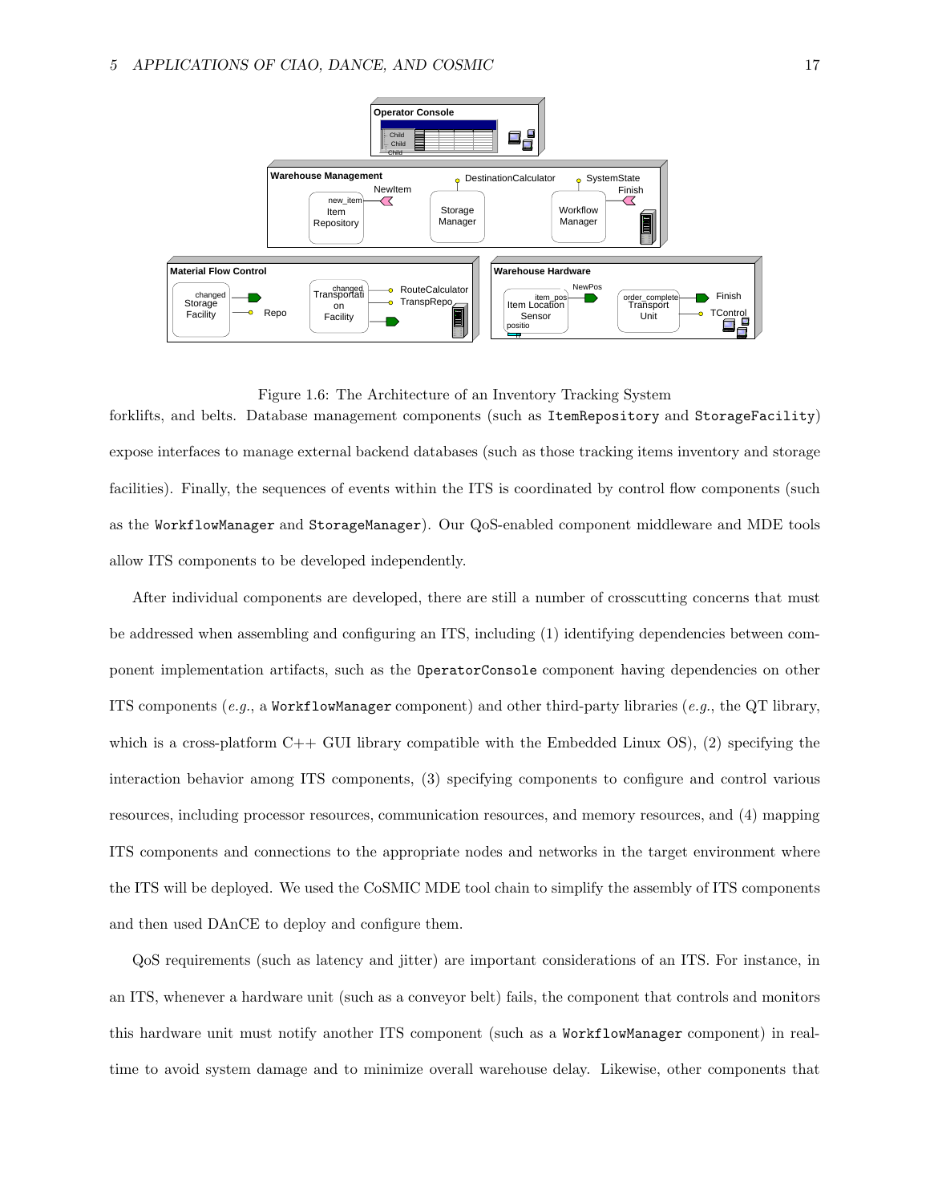Figure 1.6: The Architecture of an Inventory Tracking System

forklifts, and belts. Database management components (such as `ItemRepository` and `StorageFacility`) expose interfaces to manage external backend databases (such as those tracking items inventory and storage facilities). Finally, the sequences of events within the ITS is coordinated by control flow components (such as the `WorkflowManager` and `StorageManager`). Our QoS-enabled component middleware and MDE tools allow ITS components to be developed independently.

After individual components are developed, there are still a number of crosscutting concerns that must be addressed when assembling and configuring an ITS, including (1) identifying dependencies between component implementation artifacts, such as the `OperatorConsole` component having dependencies on other ITS components (*e.g.*, a `WorkflowManager` component) and other third-party libraries (*e.g.*, the QT library, which is a cross-platform C++ GUI library compatible with the Embedded Linux OS), (2) specifying the interaction behavior among ITS components, (3) specifying components to configure and control various resources, including processor resources, communication resources, and memory resources, and (4) mapping ITS components and connections to the appropriate nodes and networks in the target environment where the ITS will be deployed. We used the CoSMIC MDE tool chain to simplify the assembly of ITS components and then used DAnCE to deploy and configure them.

QoS requirements (such as latency and jitter) are important considerations of an ITS. For instance, in an ITS, whenever a hardware unit (such as a conveyor belt) fails, the component that controls and monitors this hardware unit must notify another ITS component (such as a `WorkflowManager` component) in real-time to avoid system damage and to minimize overall warehouse delay. Likewise, other components that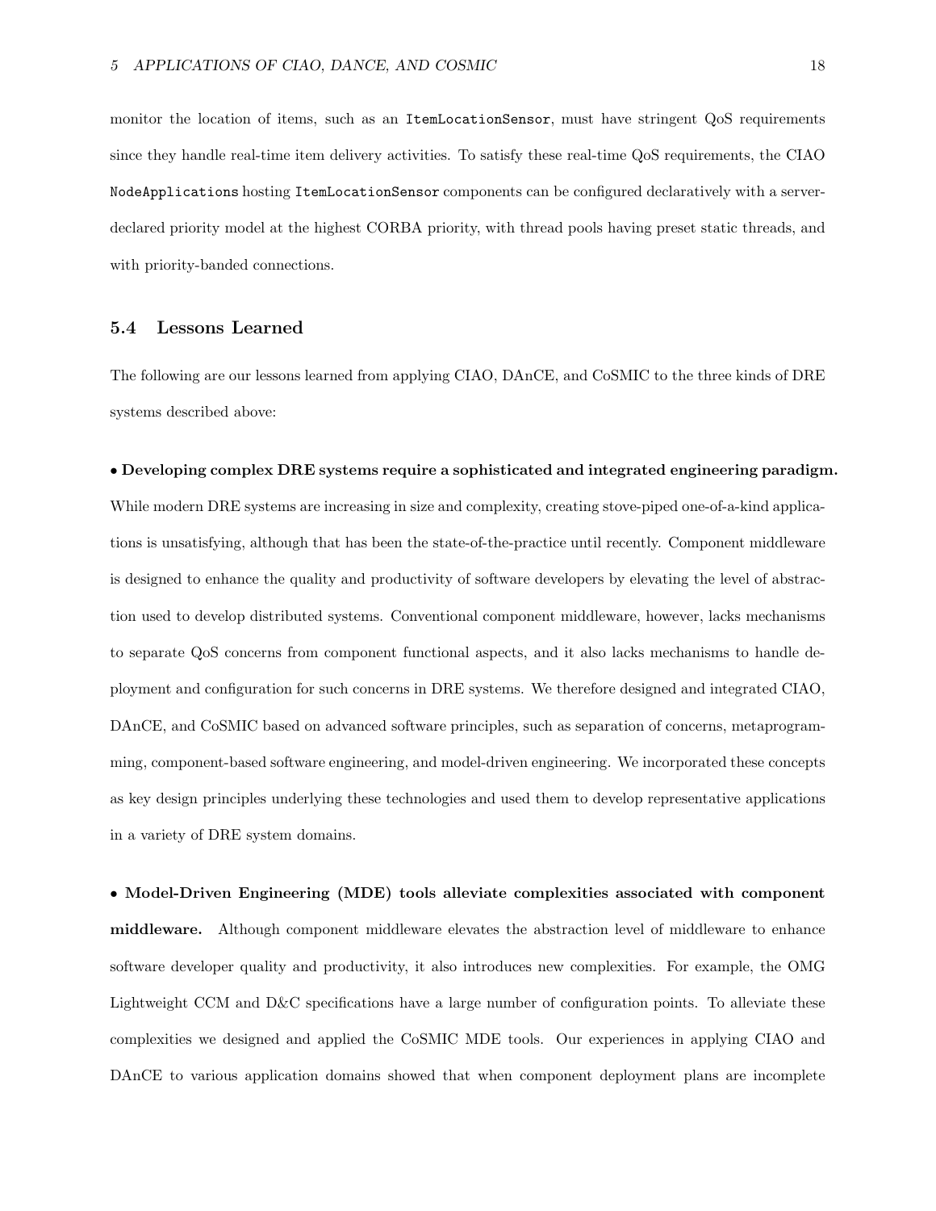monitor the location of items, such as an `ItemLocationSensor`, must have stringent QoS requirements since they handle real-time item delivery activities. To satisfy these real-time QoS requirements, the CIAO `NodeApplications` hosting `ItemLocationSensor` components can be configured declaratively with a server-declared priority model at the highest CORBA priority, with thread pools having preset static threads, and with priority-banded connections.

### 5.4 Lessons Learned

The following are our lessons learned from applying CIAO, DAnCE, and CoSMIC to the three kinds of DRE systems described above:

• **Developing complex DRE systems require a sophisticated and integrated engineering paradigm.** While modern DRE systems are increasing in size and complexity, creating stove-piped one-of-a-kind applications is unsatisfying, although that has been the state-of-the-practice until recently. Component middleware is designed to enhance the quality and productivity of software developers by elevating the level of abstraction used to develop distributed systems. Conventional component middleware, however, lacks mechanisms to separate QoS concerns from component functional aspects, and it also lacks mechanisms to handle deployment and configuration for such concerns in DRE systems. We therefore designed and integrated CIAO, DAnCE, and CoSMIC based on advanced software principles, such as separation of concerns, metaprogramming, component-based software engineering, and model-driven engineering. We incorporated these concepts as key design principles underlying these technologies and used them to develop representative applications in a variety of DRE system domains.

• **Model-Driven Engineering (MDE) tools alleviate complexities associated with component middleware.** Although component middleware elevates the abstraction level of middleware to enhance software developer quality and productivity, it also introduces new complexities. For example, the OMG Lightweight CCM and D&C specifications have a large number of configuration points. To alleviate these complexities we designed and applied the CoSMIC MDE tools. Our experiences in applying CIAO and DAnCE to various application domains showed that when component deployment plans are incomplete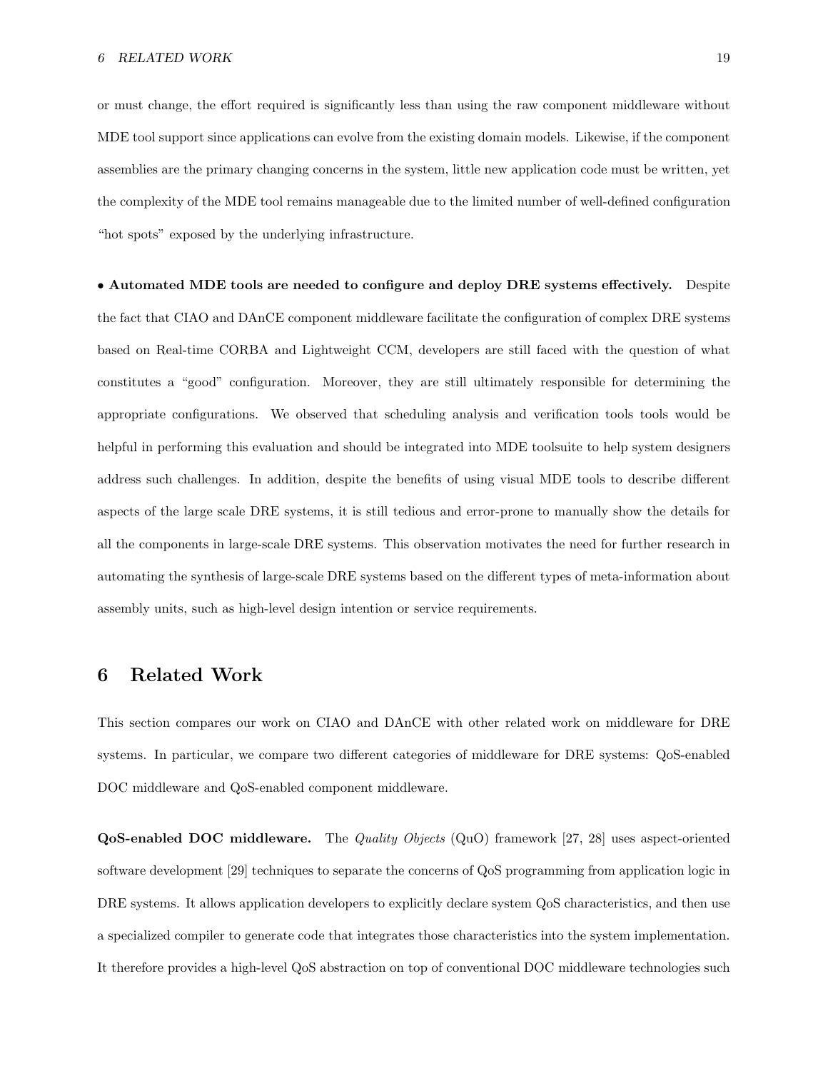or must change, the effort required is significantly less than using the raw component middleware without MDE tool support since applications can evolve from the existing domain models. Likewise, if the component assemblies are the primary changing concerns in the system, little new application code must be written, yet the complexity of the MDE tool remains manageable due to the limited number of well-defined configuration "hot spots" exposed by the underlying infrastructure.

• **Automated MDE tools are needed to configure and deploy DRE systems effectively.** Despite the fact that CIAO and DAnCE component middleware facilitate the configuration of complex DRE systems based on Real-time CORBA and Lightweight CCM, developers are still faced with the question of what constitutes a "good" configuration. Moreover, they are still ultimately responsible for determining the appropriate configurations. We observed that scheduling analysis and verification tools tools would be helpful in performing this evaluation and should be integrated into MDE toolsuite to help system designers address such challenges. In addition, despite the benefits of using visual MDE tools to describe different aspects of the large scale DRE systems, it is still tedious and error-prone to manually show the details for all the components in large-scale DRE systems. This observation motivates the need for further research in automating the synthesis of large-scale DRE systems based on the different types of meta-information about assembly units, such as high-level design intention or service requirements.

# 6 Related Work

This section compares our work on CIAO and DAnCE with other related work on middleware for DRE systems. In particular, we compare two different categories of middleware for DRE systems: QoS-enabled DOC middleware and QoS-enabled component middleware.

**QoS-enabled DOC middleware.** The *Quality Objects* (QuO) framework [27, 28] uses aspect-oriented software development [29] techniques to separate the concerns of QoS programming from application logic in DRE systems. It allows application developers to explicitly declare system QoS characteristics, and then use a specialized compiler to generate code that integrates those characteristics into the system implementation. It therefore provides a high-level QoS abstraction on top of conventional DOC middleware technologies such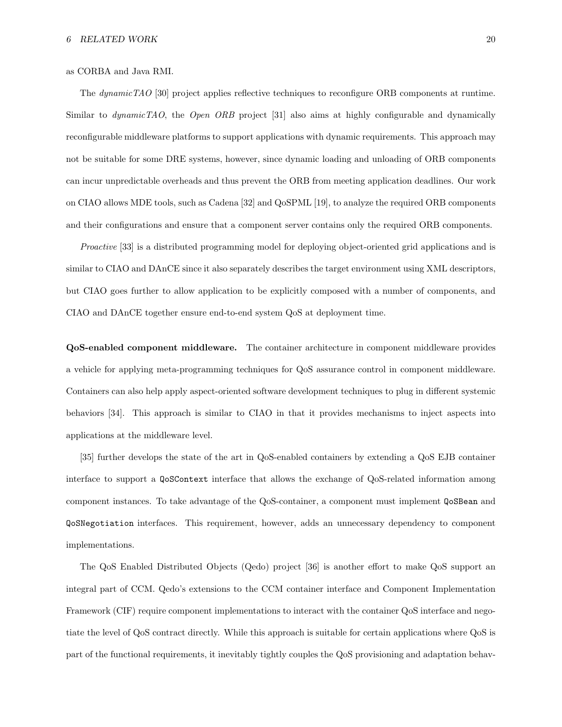as CORBA and Java RMI.

The *dynamicTAO* [30] project applies reflective techniques to reconfigure ORB components at runtime. Similar to *dynamicTAO*, the *Open ORB* project [31] also aims at highly configurable and dynamically reconfigurable middleware platforms to support applications with dynamic requirements. This approach may not be suitable for some DRE systems, however, since dynamic loading and unloading of ORB components can incur unpredictable overheads and thus prevent the ORB from meeting application deadlines. Our work on CIAO allows MDE tools, such as Cadena [32] and QoSPML [19], to analyze the required ORB components and their configurations and ensure that a component server contains only the required ORB components.

*Proactive* [33] is a distributed programming model for deploying object-oriented grid applications and is similar to CIAO and DAnCE since it also separately describes the target environment using XML descriptors, but CIAO goes further to allow application to be explicitly composed with a number of components, and CIAO and DAnCE together ensure end-to-end system QoS at deployment time.

**QoS-enabled component middleware.** The container architecture in component middleware provides a vehicle for applying meta-programming techniques for QoS assurance control in component middleware. Containers can also help apply aspect-oriented software development techniques to plug in different systemic behaviors [34]. This approach is similar to CIAO in that it provides mechanisms to inject aspects into applications at the middleware level.

[35] further develops the state of the art in QoS-enabled containers by extending a QoS EJB container interface to support a `QoSContext` interface that allows the exchange of QoS-related information among component instances. To take advantage of the QoS-container, a component must implement `QoSBean` and `QoSNegotiation` interfaces. This requirement, however, adds an unnecessary dependency to component implementations.

The QoS Enabled Distributed Objects (Qedo) project [36] is another effort to make QoS support an integral part of CCM. Qedo's extensions to the CCM container interface and Component Implementation Framework (CIF) require component implementations to interact with the container QoS interface and negotiate the level of QoS contract directly. While this approach is suitable for certain applications where QoS is part of the functional requirements, it inevitably tightly couples the QoS provisioning and adaptation behav-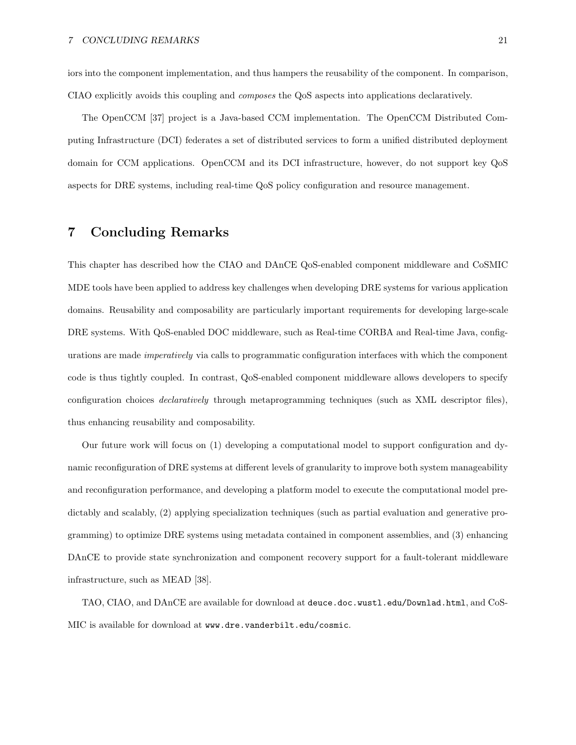iors into the component implementation, and thus hampers the reusability of the component. In comparison, CIAO explicitly avoids this coupling and *composes* the QoS aspects into applications declaratively.

The OpenCCM [37] project is a Java-based CCM implementation. The OpenCCM Distributed Computing Infrastructure (DCI) federates a set of distributed services to form a unified distributed deployment domain for CCM applications. OpenCCM and its DCI infrastructure, however, do not support key QoS aspects for DRE systems, including real-time QoS policy configuration and resource management.

# 7 Concluding Remarks

This chapter has described how the CIAO and DAnCE QoS-enabled component middleware and CoSMIC MDE tools have been applied to address key challenges when developing DRE systems for various application domains. Reusability and composability are particularly important requirements for developing large-scale DRE systems. With QoS-enabled DOC middleware, such as Real-time CORBA and Real-time Java, configurations are made *imperatively* via calls to programmatic configuration interfaces with which the component code is thus tightly coupled. In contrast, QoS-enabled component middleware allows developers to specify configuration choices *declaratively* through metaprogramming techniques (such as XML descriptor files), thus enhancing reusability and composability.

Our future work will focus on (1) developing a computational model to support configuration and dynamic reconfiguration of DRE systems at different levels of granularity to improve both system manageability and reconfiguration performance, and developing a platform model to execute the computational model predictably and scalably, (2) applying specialization techniques (such as partial evaluation and generative programming) to optimize DRE systems using metadata contained in component assemblies, and (3) enhancing DAnCE to provide state synchronization and component recovery support for a fault-tolerant middleware infrastructure, such as MEAD [38].

TAO, CIAO, and DAnCE are available for download at `deuce.doc.wustl.edu/Downlad.html`, and CoSMIC is available for download at `www.dre.vanderbilt.edu/cosmic`.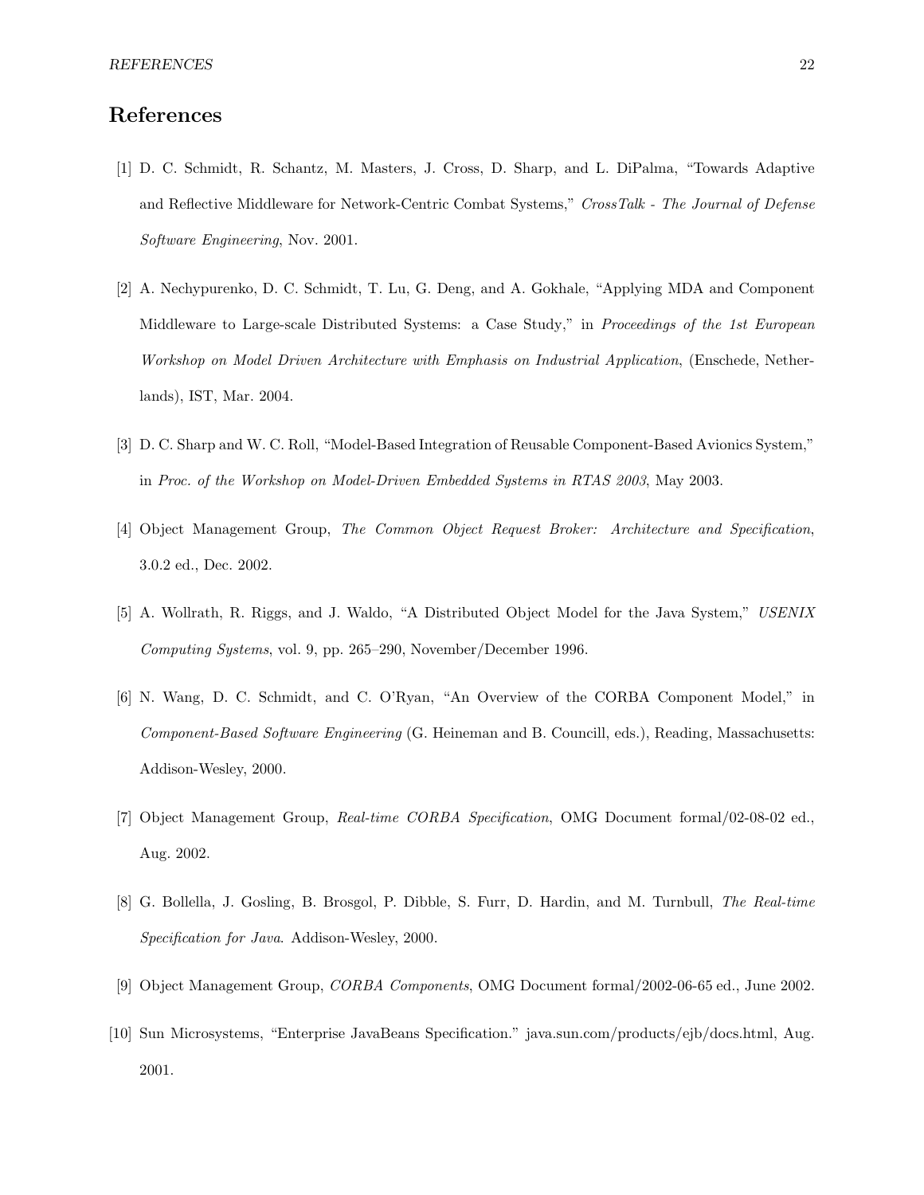# References

[1] D. C. Schmidt, R. Schantz, M. Masters, J. Cross, D. Sharp, and L. DiPalma, "Towards Adaptive and Reflective Middleware for Network-Centric Combat Systems," *CrossTalk - The Journal of Defense Software Engineering*, Nov. 2001.

[2] A. Nechypurenko, D. C. Schmidt, T. Lu, G. Deng, and A. Gokhale, "Applying MDA and Component Middleware to Large-scale Distributed Systems: a Case Study," in *Proceedings of the 1st European Workshop on Model Driven Architecture with Emphasis on Industrial Application*, (Enschede, Netherlands), IST, Mar. 2004.

[3] D. C. Sharp and W. C. Roll, "Model-Based Integration of Reusable Component-Based Avionics System," in *Proc. of the Workshop on Model-Driven Embedded Systems in RTAS 2003*, May 2003.

[4] Object Management Group, *The Common Object Request Broker: Architecture and Specification*, 3.0.2 ed., Dec. 2002.

[5] A. Wollrath, R. Riggs, and J. Waldo, "A Distributed Object Model for the Java System," *USENIX Computing Systems*, vol. 9, pp. 265–290, November/December 1996.

[6] N. Wang, D. C. Schmidt, and C. O'Ryan, "An Overview of the CORBA Component Model," in *Component-Based Software Engineering* (G. Heineman and B. Councill, eds.), Reading, Massachusetts: Addison-Wesley, 2000.

[7] Object Management Group, *Real-time CORBA Specification*, OMG Document formal/02-08-02 ed., Aug. 2002.

[8] G. Bollella, J. Gosling, B. Brosgol, P. Dibble, S. Furr, D. Hardin, and M. Turnbull, *The Real-time Specification for Java*. Addison-Wesley, 2000.

[9] Object Management Group, *CORBA Components*, OMG Document formal/2002-06-65 ed., June 2002.

[10] Sun Microsystems, "Enterprise JavaBeans Specification." java.sun.com/products/ejb/docs.html, Aug. 2001.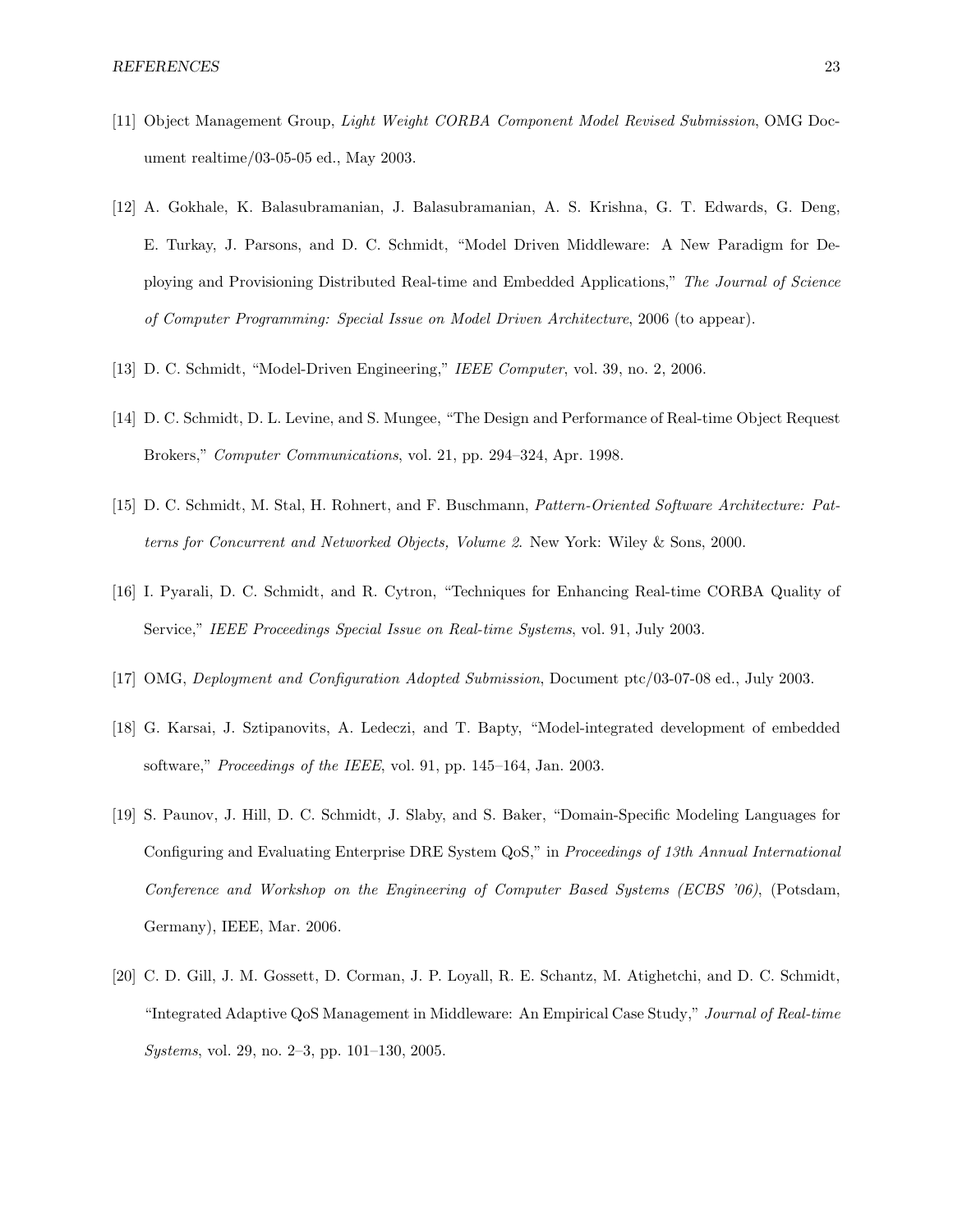[11] Object Management Group, *Light Weight CORBA Component Model Revised Submission*, OMG Document realtime/03-05-05 ed., May 2003.

[12] A. Gokhale, K. Balasubramanian, J. Balasubramanian, A. S. Krishna, G. T. Edwards, G. Deng, E. Turkay, J. Parsons, and D. C. Schmidt, "Model Driven Middleware: A New Paradigm for Deploying and Provisioning Distributed Real-time and Embedded Applications," *The Journal of Science of Computer Programming: Special Issue on Model Driven Architecture*, 2006 (to appear).

[13] D. C. Schmidt, "Model-Driven Engineering," *IEEE Computer*, vol. 39, no. 2, 2006.

[14] D. C. Schmidt, D. L. Levine, and S. Mungee, "The Design and Performance of Real-time Object Request Brokers," *Computer Communications*, vol. 21, pp. 294–324, Apr. 1998.

[15] D. C. Schmidt, M. Stal, H. Rohnert, and F. Buschmann, *Pattern-Oriented Software Architecture: Patterns for Concurrent and Networked Objects, Volume 2*. New York: Wiley & Sons, 2000.

[16] I. Pyarali, D. C. Schmidt, and R. Cytron, "Techniques for Enhancing Real-time CORBA Quality of Service," *IEEE Proceedings Special Issue on Real-time Systems*, vol. 91, July 2003.

[17] OMG, *Deployment and Configuration Adopted Submission*, Document ptc/03-07-08 ed., July 2003.

[18] G. Karsai, J. Sztipanovits, A. Ledeczi, and T. Bapty, "Model-integrated development of embedded software," *Proceedings of the IEEE*, vol. 91, pp. 145–164, Jan. 2003.

[19] S. Paunov, J. Hill, D. C. Schmidt, J. Slaby, and S. Baker, "Domain-Specific Modeling Languages for Configuring and Evaluating Enterprise DRE System QoS," in *Proceedings of 13th Annual International Conference and Workshop on the Engineering of Computer Based Systems (ECBS '06)*, (Potsdam, Germany), IEEE, Mar. 2006.

[20] C. D. Gill, J. M. Gossett, D. Corman, J. P. Loyall, R. E. Schantz, M. Atighetchi, and D. C. Schmidt, "Integrated Adaptive QoS Management in Middleware: An Empirical Case Study," *Journal of Real-time Systems*, vol. 29, no. 2–3, pp. 101–130, 2005.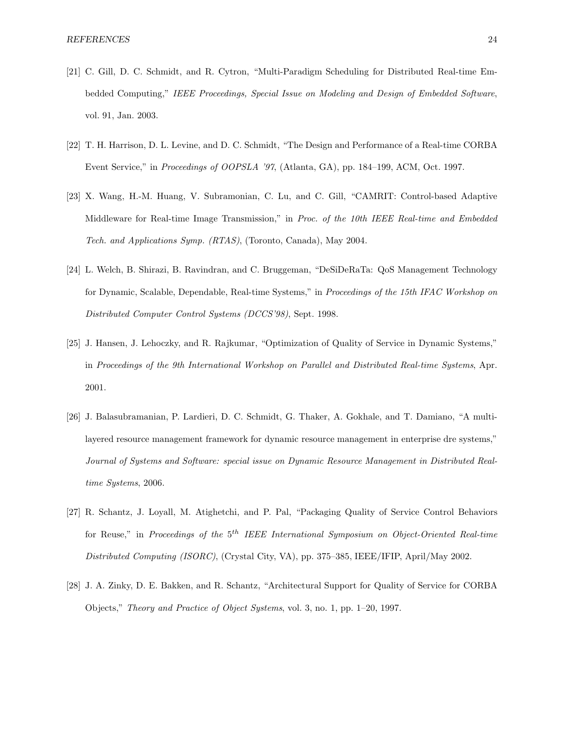[21] C. Gill, D. C. Schmidt, and R. Cytron, "Multi-Paradigm Scheduling for Distributed Real-time Embedded Computing," *IEEE Proceedings, Special Issue on Modeling and Design of Embedded Software*, vol. 91, Jan. 2003.

[22] T. H. Harrison, D. L. Levine, and D. C. Schmidt, "The Design and Performance of a Real-time CORBA Event Service," in *Proceedings of OOPSLA '97*, (Atlanta, GA), pp. 184–199, ACM, Oct. 1997.

[23] X. Wang, H.-M. Huang, V. Subramonian, C. Lu, and C. Gill, "CAMRIT: Control-based Adaptive Middleware for Real-time Image Transmission," in *Proc. of the 10th IEEE Real-time and Embedded Tech. and Applications Symp. (RTAS)*, (Toronto, Canada), May 2004.

[24] L. Welch, B. Shirazi, B. Ravindran, and C. Bruggeman, "DeSiDeRaTa: QoS Management Technology for Dynamic, Scalable, Dependable, Real-time Systems," in *Proceedings of the 15th IFAC Workshop on Distributed Computer Control Systems (DCCS'98)*, Sept. 1998.

[25] J. Hansen, J. Lehoczky, and R. Rajkumar, "Optimization of Quality of Service in Dynamic Systems," in *Proceedings of the 9th International Workshop on Parallel and Distributed Real-time Systems*, Apr. 2001.

[26] J. Balasubramanian, P. Lardieri, D. C. Schmidt, G. Thaker, A. Gokhale, and T. Damiano, "A multi-layered resource management framework for dynamic resource management in enterprise dre systems," *Journal of Systems and Software: special issue on Dynamic Resource Management in Distributed Real-time Systems*, 2006.

[27] R. Schantz, J. Loyall, M. Atighetchi, and P. Pal, "Packaging Quality of Service Control Behaviors for Reuse," in *Proceedings of the $5^{th}$ IEEE International Symposium on Object-Oriented Real-time Distributed Computing (ISORC)*, (Crystal City, VA), pp. 375–385, IEEE/IFIP, April/May 2002.

[28] J. A. Zinky, D. E. Bakken, and R. Schantz, "Architectural Support for Quality of Service for CORBA Objects," *Theory and Practice of Object Systems*, vol. 3, no. 1, pp. 1–20, 1997.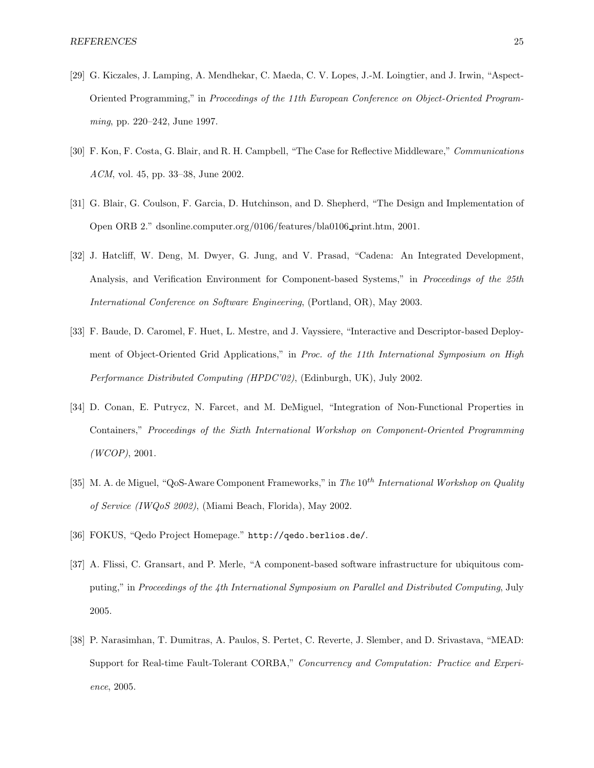[29] G. Kiczales, J. Lamping, A. Mendhekar, C. Maeda, C. V. Lopes, J.-M. Loingtier, and J. Irwin, "Aspect-Oriented Programming," in *Proceedings of the 11th European Conference on Object-Oriented Programming*, pp. 220–242, June 1997.

[30] F. Kon, F. Costa, G. Blair, and R. H. Campbell, "The Case for Reflective Middleware," *Communications ACM*, vol. 45, pp. 33–38, June 2002.

[31] G. Blair, G. Coulson, F. Garcia, D. Hutchinson, and D. Shepherd, "The Design and Implementation of Open ORB 2." dsonline.computer.org/0106/features/bla0106_print.htm, 2001.

[32] J. Hatcliff, W. Deng, M. Dwyer, G. Jung, and V. Prasad, "Cadena: An Integrated Development, Analysis, and Verification Environment for Component-based Systems," in *Proceedings of the 25th International Conference on Software Engineering*, (Portland, OR), May 2003.

[33] F. Baude, D. Caromel, F. Huet, L. Mestre, and J. Vayssiere, "Interactive and Descriptor-based Deployment of Object-Oriented Grid Applications," in *Proc. of the 11th International Symposium on High Performance Distributed Computing (HPDC'02)*, (Edinburgh, UK), July 2002.

[34] D. Conan, E. Putrycz, N. Farcet, and M. DeMiguel, "Integration of Non-Functional Properties in Containers," *Proceedings of the Sixth International Workshop on Component-Oriented Programming (WCOP)*, 2001.

[35] M. A. de Miguel, "QoS-Aware Component Frameworks," in *The* $10^{th}$ *International Workshop on Quality of Service (IWQoS 2002)*, (Miami Beach, Florida), May 2002.

[36] FOKUS, "Qedo Project Homepage." `http://qedo.berlios.de/`.

[37] A. Flissi, C. Gransart, and P. Merle, "A component-based software infrastructure for ubiquitous computing," in *Proceedings of the 4th International Symposium on Parallel and Distributed Computing*, July 2005.

[38] P. Narasimhan, T. Dumitras, A. Paulos, S. Pertet, C. Reverte, J. Slember, and D. Srivastava, "MEAD: Support for Real-time Fault-Tolerant CORBA," *Concurrency and Computation: Practice and Experience*, 2005.